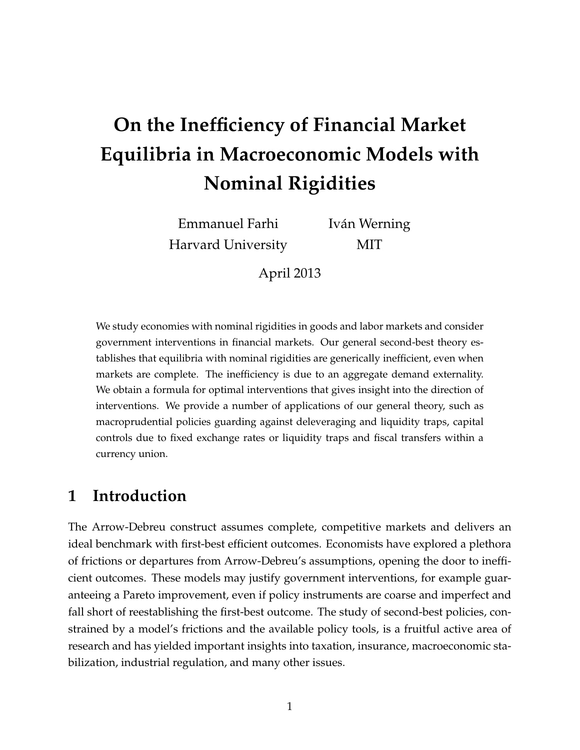# On the Inefficiency of Financial Market Equilibria in Macroeconomic Models with Nominal Rigidities

Emmanuel Farhi
Harvard University

Iván Werning
MIT

April 2013

We study economies with nominal rigidities in goods and labor markets and consider government interventions in financial markets. Our general second-best theory establishes that equilibria with nominal rigidities are generically inefficient, even when markets are complete. The inefficiency is due to an aggregate demand externality. We obtain a formula for optimal interventions that gives insight into the direction of interventions. We provide a number of applications of our general theory, such as macroprudential policies guarding against deleveraging and liquidity traps, capital controls due to fixed exchange rates or liquidity traps and fiscal transfers within a currency union.

## 1 Introduction

The Arrow-Debreu construct assumes complete, competitive markets and delivers an ideal benchmark with first-best efficient outcomes. Economists have explored a plethora of frictions or departures from Arrow-Debreu's assumptions, opening the door to inefficient outcomes. These models may justify government interventions, for example guaranteeing a Pareto improvement, even if policy instruments are coarse and imperfect and fall short of reestablishing the first-best outcome. The study of second-best policies, constrained by a model's frictions and the available policy tools, is a fruitful active area of research and has yielded important insights into taxation, insurance, macroeconomic stabilization, industrial regulation, and many other issues.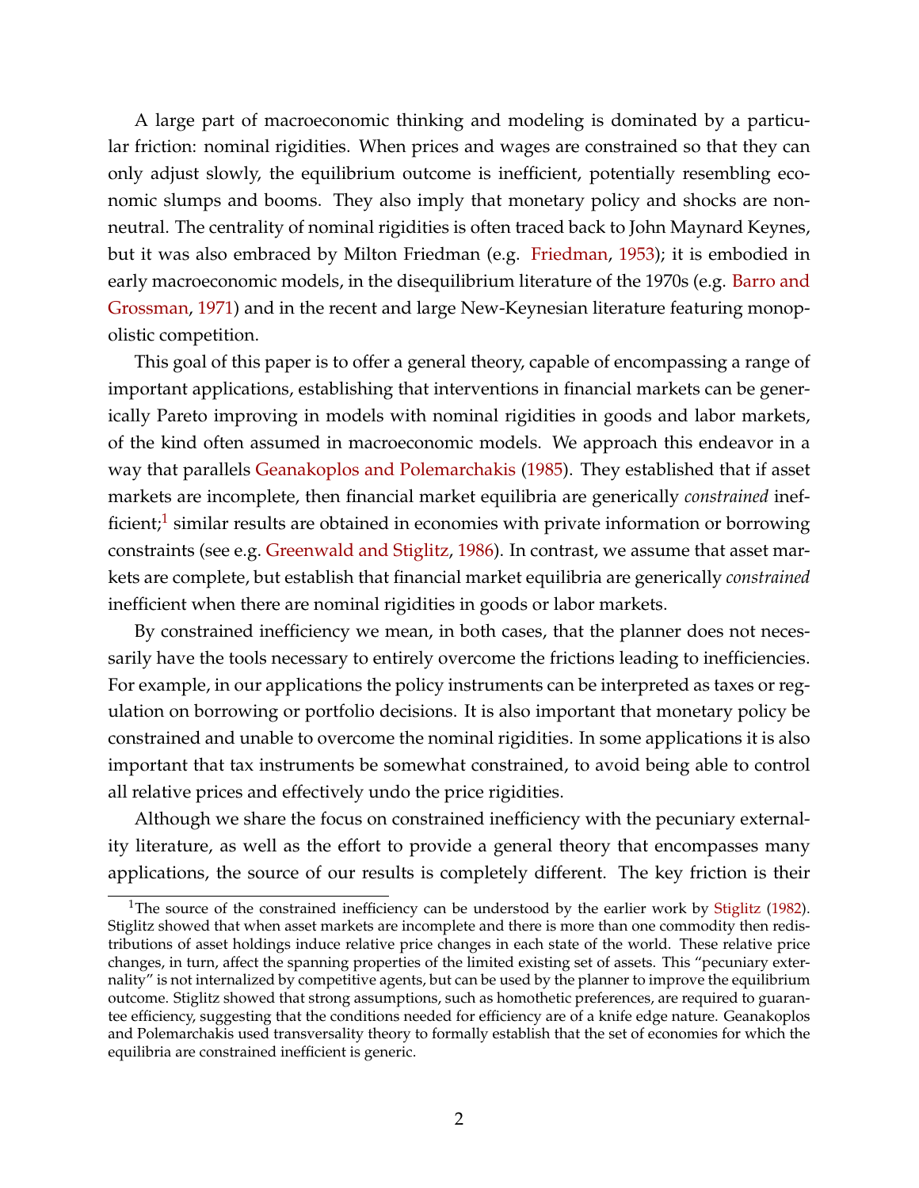A large part of macroeconomic thinking and modeling is dominated by a particular friction: nominal rigidities. When prices and wages are constrained so that they can only adjust slowly, the equilibrium outcome is inefficient, potentially resembling economic slumps and booms. They also imply that monetary policy and shocks are non-neutral. The centrality of nominal rigidities is often traced back to John Maynard Keynes, but it was also embraced by Milton Friedman (e.g. Friedman, 1953); it is embodied in early macroeconomic models, in the disequilibrium literature of the 1970s (e.g. Barro and Grossman, 1971) and in the recent and large New-Keynesian literature featuring monopolistic competition.

This goal of this paper is to offer a general theory, capable of encompassing a range of important applications, establishing that interventions in financial markets can be generically Pareto improving in models with nominal rigidities in goods and labor markets, of the kind often assumed in macroeconomic models. We approach this endeavor in a way that parallels Geanakoplos and Polemarchakis (1985). They established that if asset markets are incomplete, then financial market equilibria are generically *constrained* inefficient;[1] similar results are obtained in economies with private information or borrowing constraints (see e.g. Greenwald and Stiglitz, 1986). In contrast, we assume that asset markets are complete, but establish that financial market equilibria are generically *constrained* inefficient when there are nominal rigidities in goods or labor markets.

By constrained inefficiency we mean, in both cases, that the planner does not necessarily have the tools necessary to entirely overcome the frictions leading to inefficiencies. For example, in our applications the policy instruments can be interpreted as taxes or regulation on borrowing or portfolio decisions. It is also important that monetary policy be constrained and unable to overcome the nominal rigidities. In some applications it is also important that tax instruments be somewhat constrained, to avoid being able to control all relative prices and effectively undo the price rigidities.

Although we share the focus on constrained inefficiency with the pecuniary externality literature, as well as the effort to provide a general theory that encompasses many applications, the source of our results is completely different. The key friction is their

[1] The source of the constrained inefficiency can be understood by the earlier work by Stiglitz (1982). Stiglitz showed that when asset markets are incomplete and there is more than one commodity then redistributions of asset holdings induce relative price changes in each state of the world. These relative price changes, in turn, affect the spanning properties of the limited existing set of assets. This "pecuniary externality" is not internalized by competitive agents, but can be used by the planner to improve the equilibrium outcome. Stiglitz showed that strong assumptions, such as homothetic preferences, are required to guarantee efficiency, suggesting that the conditions needed for efficiency are of a knife edge nature. Geanakoplos and Polemarchakis used transversality theory to formally establish that the set of economies for which the equilibria are constrained inefficient is generic.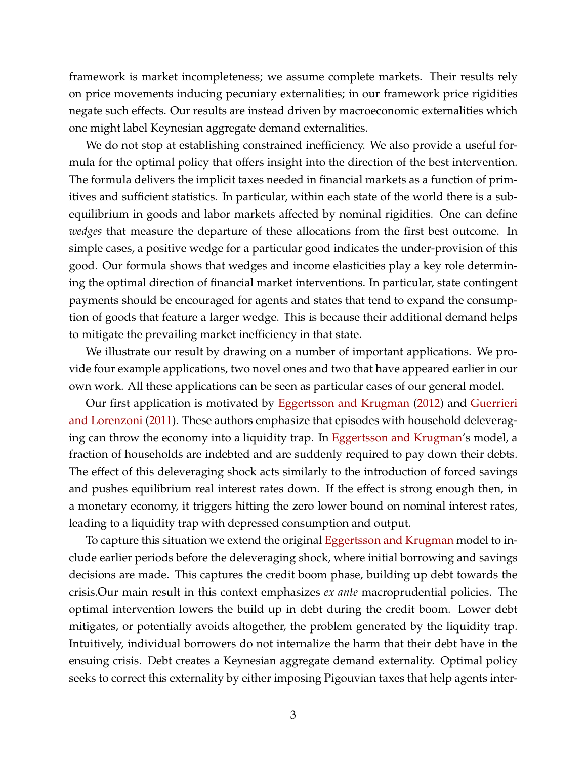framework is market incompleteness; we assume complete markets. Their results rely on price movements inducing pecuniary externalities; in our framework price rigidities negate such effects. Our results are instead driven by macroeconomic externalities which one might label Keynesian aggregate demand externalities.

We do not stop at establishing constrained inefficiency. We also provide a useful formula for the optimal policy that offers insight into the direction of the best intervention. The formula delivers the implicit taxes needed in financial markets as a function of primitives and sufficient statistics. In particular, within each state of the world there is a sub-equilibrium in goods and labor markets affected by nominal rigidities. One can define *wedges* that measure the departure of these allocations from the first best outcome. In simple cases, a positive wedge for a particular good indicates the under-provision of this good. Our formula shows that wedges and income elasticities play a key role determining the optimal direction of financial market interventions. In particular, state contingent payments should be encouraged for agents and states that tend to expand the consumption of goods that feature a larger wedge. This is because their additional demand helps to mitigate the prevailing market inefficiency in that state.

We illustrate our result by drawing on a number of important applications. We provide four example applications, two novel ones and two that have appeared earlier in our own work. All these applications can be seen as particular cases of our general model.

Our first application is motivated by Eggertsson and Krugman (2012) and Guerrieri and Lorenzoni (2011). These authors emphasize that episodes with household deleveraging can throw the economy into a liquidity trap. In Eggertsson and Krugman's model, a fraction of households are indebted and are suddenly required to pay down their debts. The effect of this deleveraging shock acts similarly to the introduction of forced savings and pushes equilibrium real interest rates down. If the effect is strong enough then, in a monetary economy, it triggers hitting the zero lower bound on nominal interest rates, leading to a liquidity trap with depressed consumption and output.

To capture this situation we extend the original Eggertsson and Krugman model to include earlier periods before the deleveraging shock, where initial borrowing and savings decisions are made. This captures the credit boom phase, building up debt towards the crisis.Our main result in this context emphasizes *ex ante* macroprudential policies. The optimal intervention lowers the build up in debt during the credit boom. Lower debt mitigates, or potentially avoids altogether, the problem generated by the liquidity trap. Intuitively, individual borrowers do not internalize the harm that their debt have in the ensuing crisis. Debt creates a Keynesian aggregate demand externality. Optimal policy seeks to correct this externality by either imposing Pigouvian taxes that help agents inter-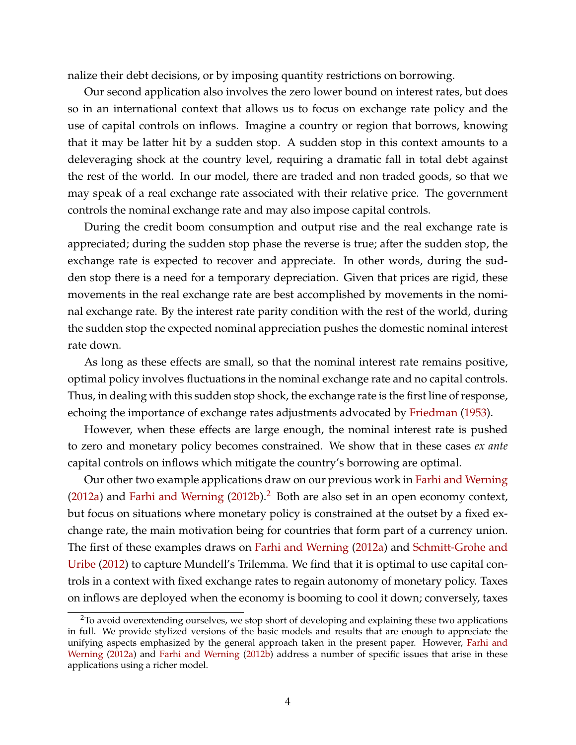nalize their debt decisions, or by imposing quantity restrictions on borrowing.

Our second application also involves the zero lower bound on interest rates, but does so in an international context that allows us to focus on exchange rate policy and the use of capital controls on inflows. Imagine a country or region that borrows, knowing that it may be latter hit by a sudden stop. A sudden stop in this context amounts to a deleveraging shock at the country level, requiring a dramatic fall in total debt against the rest of the world. In our model, there are traded and non traded goods, so that we may speak of a real exchange rate associated with their relative price. The government controls the nominal exchange rate and may also impose capital controls.

During the credit boom consumption and output rise and the real exchange rate is appreciated; during the sudden stop phase the reverse is true; after the sudden stop, the exchange rate is expected to recover and appreciate. In other words, during the sudden stop there is a need for a temporary depreciation. Given that prices are rigid, these movements in the real exchange rate are best accomplished by movements in the nominal exchange rate. By the interest rate parity condition with the rest of the world, during the sudden stop the expected nominal appreciation pushes the domestic nominal interest rate down.

As long as these effects are small, so that the nominal interest rate remains positive, optimal policy involves fluctuations in the nominal exchange rate and no capital controls. Thus, in dealing with this sudden stop shock, the exchange rate is the first line of response, echoing the importance of exchange rates adjustments advocated by Friedman (1953).

However, when these effects are large enough, the nominal interest rate is pushed to zero and monetary policy becomes constrained. We show that in these cases *ex ante* capital controls on inflows which mitigate the country's borrowing are optimal.

Our other two example applications draw on our previous work in Farhi and Werning (2012a) and Farhi and Werning (2012b).[2] Both are also set in an open economy context, but focus on situations where monetary policy is constrained at the outset by a fixed exchange rate, the main motivation being for countries that form part of a currency union. The first of these examples draws on Farhi and Werning (2012a) and Schmitt-Grohe and Uribe (2012) to capture Mundell's Trilemma. We find that it is optimal to use capital controls in a context with fixed exchange rates to regain autonomy of monetary policy. Taxes on inflows are deployed when the economy is booming to cool it down; conversely, taxes

[2] To avoid overextending ourselves, we stop short of developing and explaining these two applications in full. We provide stylized versions of the basic models and results that are enough to appreciate the unifying aspects emphasized by the general approach taken in the present paper. However, Farhi and Werning (2012a) and Farhi and Werning (2012b) address a number of specific issues that arise in these applications using a richer model.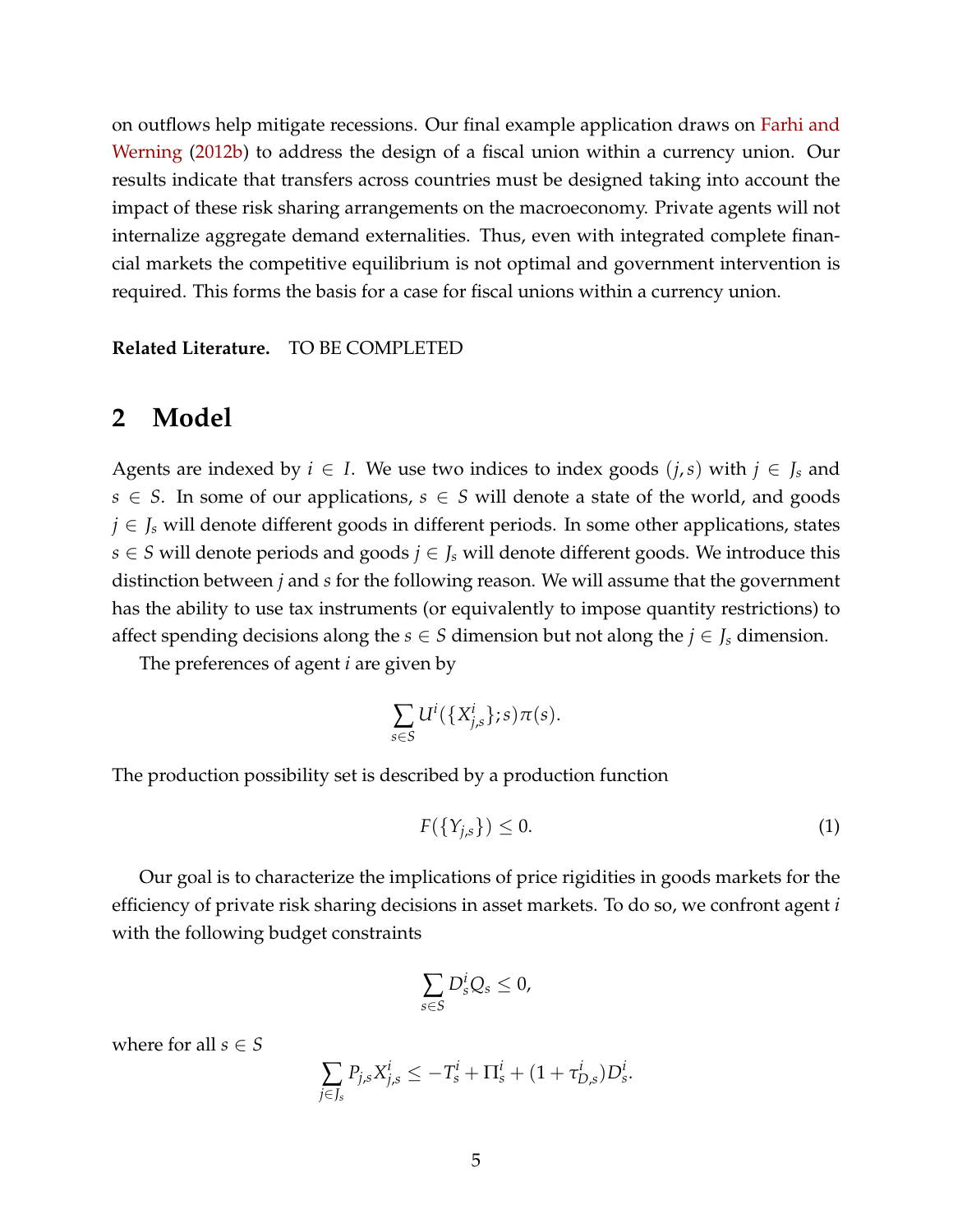on outflows help mitigate recessions. Our final example application draws on Farhi and Werning (2012b) to address the design of a fiscal union within a currency union. Our results indicate that transfers across countries must be designed taking into account the impact of these risk sharing arrangements on the macroeconomy. Private agents will not internalize aggregate demand externalities. Thus, even with integrated complete financial markets the competitive equilibrium is not optimal and government intervention is required. This forms the basis for a case for fiscal unions within a currency union.

**Related Literature.** TO BE COMPLETED

# 2 Model

Agents are indexed by $i \in I$. We use two indices to index goods $(j, s)$ with $j \in J_s$ and $s \in S$. In some of our applications, $s \in S$ will denote a state of the world, and goods $j \in J_s$ will denote different goods in different periods. In some other applications, states $s \in S$ will denote periods and goods $j \in J_s$ will denote different goods. We introduce this distinction between $j$ and $s$ for the following reason. We will assume that the government has the ability to use tax instruments (or equivalently to impose quantity restrictions) to affect spending decisions along the $s \in S$ dimension but not along the $j \in J_s$ dimension.

The preferences of agent $i$ are given by

$$\sum_{s \in S} U^i(\{X^i_{j,s}\}; s)\pi(s).$$

The production possibility set is described by a production function

$$F(\{Y_{j,s}\}) \leq 0. \tag{1}$$

Our goal is to characterize the implications of price rigidities in goods markets for the efficiency of private risk sharing decisions in asset markets. To do so, we confront agent $i$ with the following budget constraints

$$\sum_{s \in S} D^i_s Q_s \leq 0,$$

where for all $s \in S$

$$\sum_{j \in J_s} P_{j,s} X^i_{j,s} \leq -T^i_s + \Pi^i_s + (1 + \tau^i_{D,s}) D^i_s.$$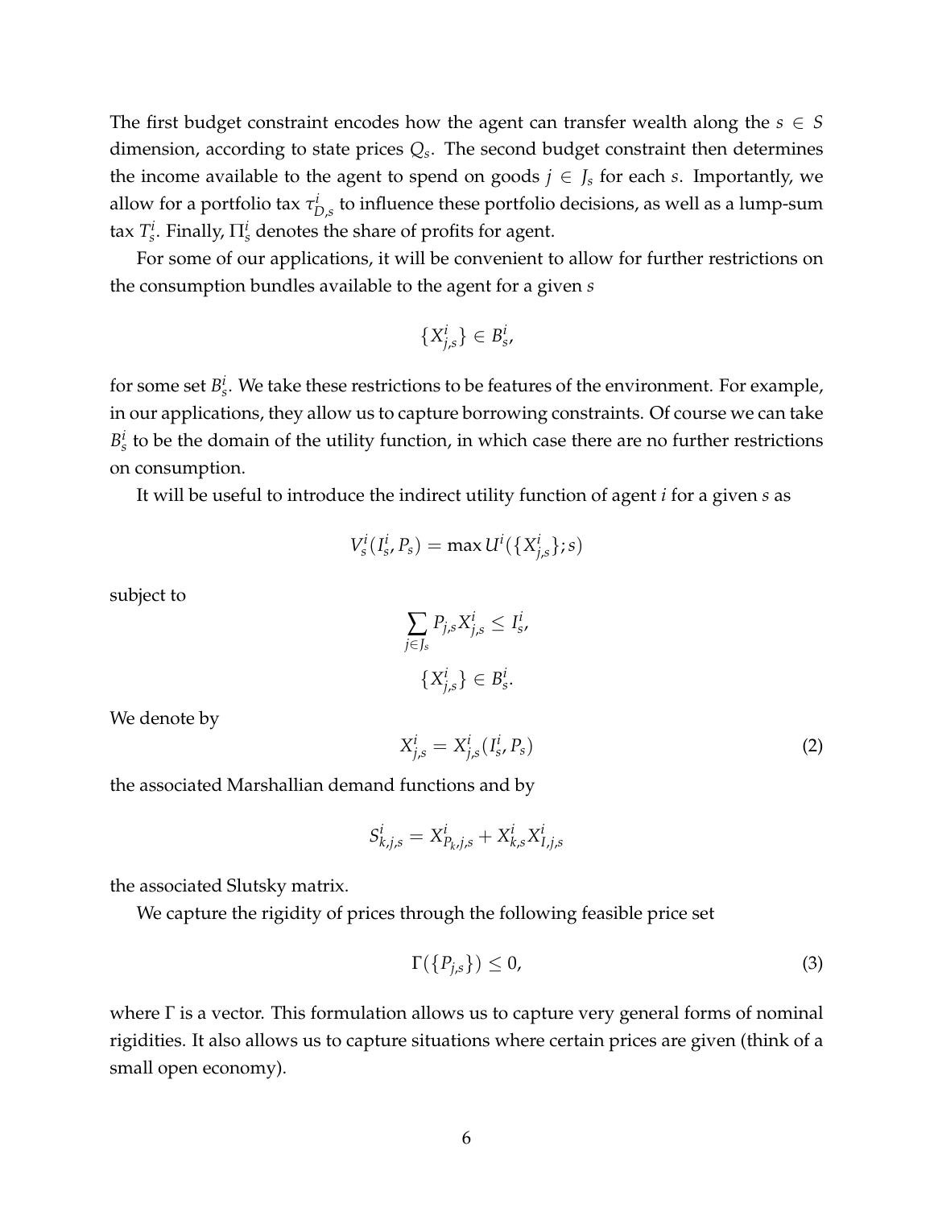The first budget constraint encodes how the agent can transfer wealth along the $s \in S$ dimension, according to state prices $Q_s$. The second budget constraint then determines the income available to the agent to spend on goods $j \in J_s$ for each $s$. Importantly, we allow for a portfolio tax $\tau^i_{D,s}$ to influence these portfolio decisions, as well as a lump-sum tax $T^i_s$. Finally, $\Pi^i_s$ denotes the share of profits for agent.

For some of our applications, it will be convenient to allow for further restrictions on the consumption bundles available to the agent for a given $s$

$$\{X^i_{j,s}\} \in B^i_s,$$

for some set $B^i_s$. We take these restrictions to be features of the environment. For example, in our applications, they allow us to capture borrowing constraints. Of course we can take $B^i_s$ to be the domain of the utility function, in which case there are no further restrictions on consumption.

It will be useful to introduce the indirect utility function of agent $i$ for a given $s$ as

$$V^i_s(I^i_s, P_s) = \max U^i(\{X^i_{j,s}\}; s)$$

subject to

$$\sum_{j \in J_s} P_{j,s} X^i_{j,s} \leq I^i_s,$$

$$\{X^i_{j,s}\} \in B^i_s.$$

We denote by

$$X^i_{j,s} = X^i_{j,s}(I^i_s, P_s) \tag{2}$$

the associated Marshallian demand functions and by

$$S^i_{k,j,s} = X^i_{P_k,j,s} + X^i_{k,s} X^i_{I,j,s}$$

the associated Slutsky matrix.

We capture the rigidity of prices through the following feasible price set

$$\Gamma(\{P_{j,s}\}) \leq 0, \tag{3}$$

where $\Gamma$ is a vector. This formulation allows us to capture very general forms of nominal rigidities. It also allows us to capture situations where certain prices are given (think of a small open economy).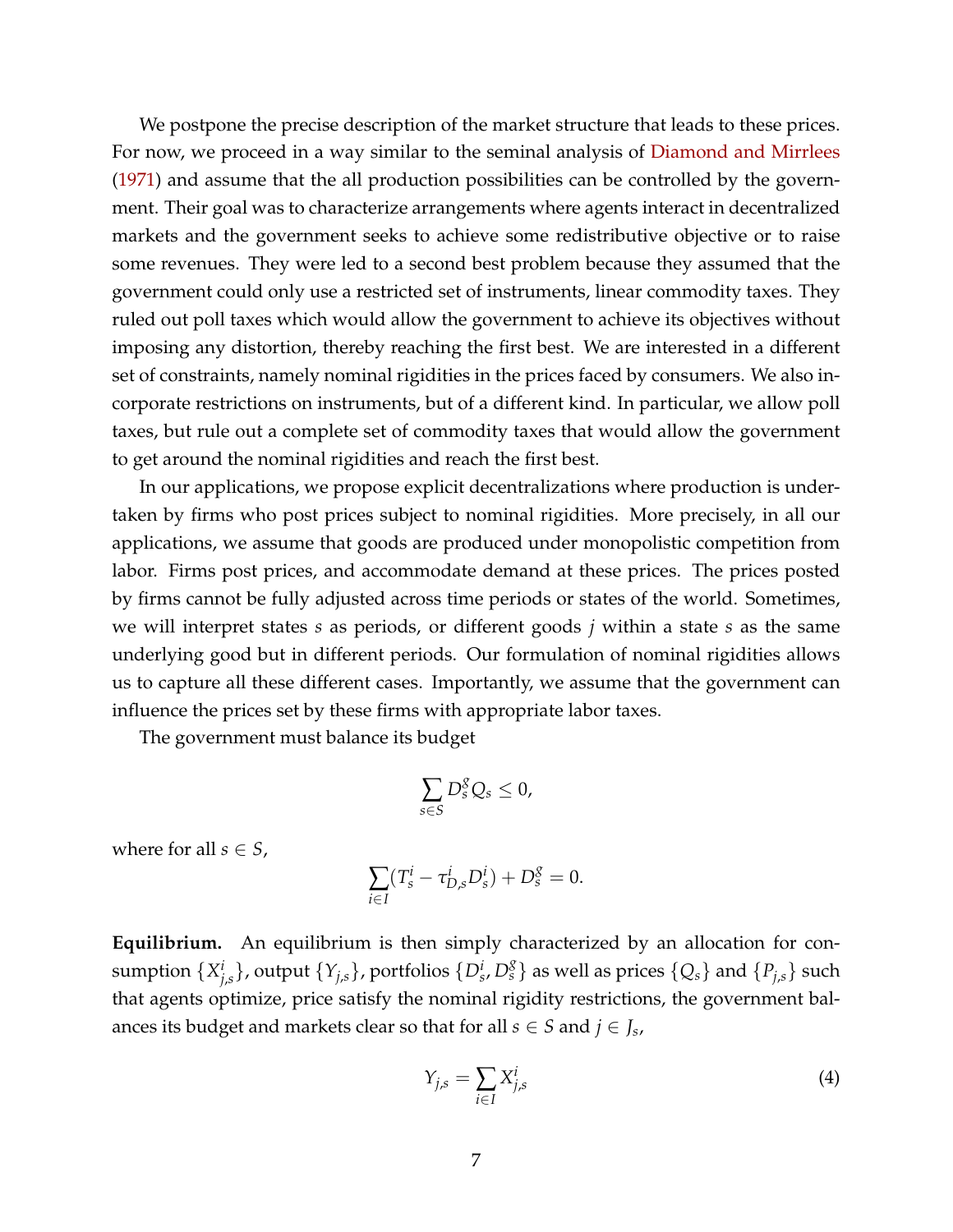We postpone the precise description of the market structure that leads to these prices. For now, we proceed in a way similar to the seminal analysis of Diamond and Mirrlees (1971) and assume that the all production possibilities can be controlled by the government. Their goal was to characterize arrangements where agents interact in decentralized markets and the government seeks to achieve some redistributive objective or to raise some revenues. They were led to a second best problem because they assumed that the government could only use a restricted set of instruments, linear commodity taxes. They ruled out poll taxes which would allow the government to achieve its objectives without imposing any distortion, thereby reaching the first best. We are interested in a different set of constraints, namely nominal rigidities in the prices faced by consumers. We also incorporate restrictions on instruments, but of a different kind. In particular, we allow poll taxes, but rule out a complete set of commodity taxes that would allow the government to get around the nominal rigidities and reach the first best.

In our applications, we propose explicit decentralizations where production is undertaken by firms who post prices subject to nominal rigidities. More precisely, in all our applications, we assume that goods are produced under monopolistic competition from labor. Firms post prices, and accommodate demand at these prices. The prices posted by firms cannot be fully adjusted across time periods or states of the world. Sometimes, we will interpret states $s$ as periods, or different goods $j$ within a state $s$ as the same underlying good but in different periods. Our formulation of nominal rigidities allows us to capture all these different cases. Importantly, we assume that the government can influence the prices set by these firms with appropriate labor taxes.

The government must balance its budget

$$\sum_{s \in S} D_s^g Q_s \leq 0,$$

where for all $s \in S$,

$$\sum_{i \in I} (T_s^i - \tau_{D,s}^i D_s^i) + D_s^g = 0.$$

**Equilibrium.** An equilibrium is then simply characterized by an allocation for consumption $\{X_{j,s}^i\}$, output $\{Y_{j,s}\}$, portfolios $\{D_s^i, D_s^g\}$ as well as prices $\{Q_s\}$ and $\{P_{j,s}\}$ such that agents optimize, price satisfy the nominal rigidity restrictions, the government balances its budget and markets clear so that for all $s \in S$ and $j \in J_s$,

$$Y_{j,s} = \sum_{i \in I} X_{j,s}^i \tag{4}$$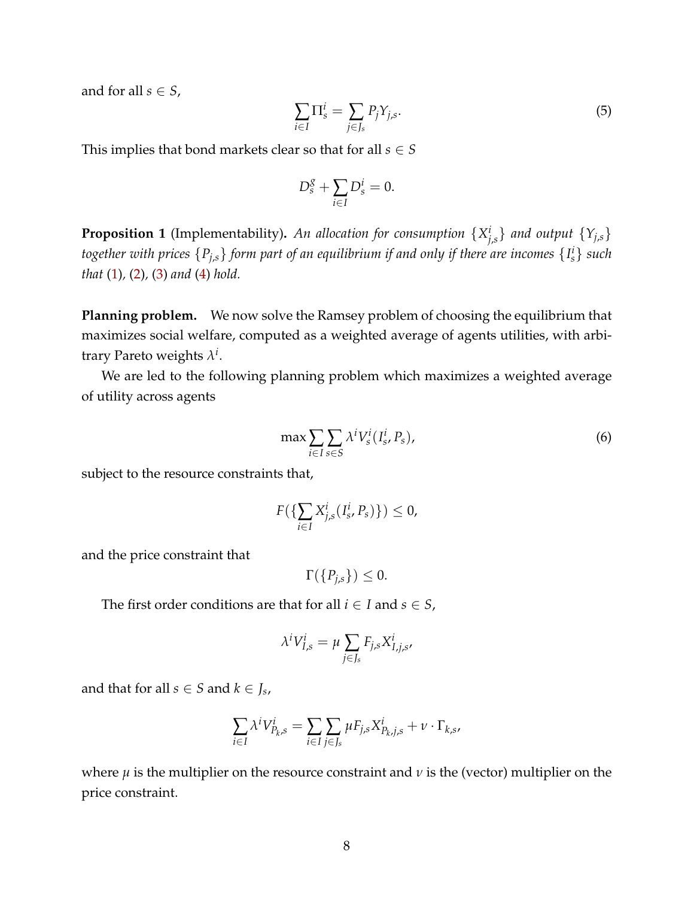and for all $s \in S$,

$$\sum_{i \in I} \Pi_s^i = \sum_{j \in J_s} P_j Y_{j,s}. \tag{5}$$

This implies that bond markets clear so that for all $s \in S$

$$D_s^g + \sum_{i \in I} D_s^i = 0.$$

**Proposition 1** (Implementability). *An allocation for consumption $\{X_{j,s}^i\}$ and output $\{Y_{j,s}\}$ together with prices $\{P_{j,s}\}$ form part of an equilibrium if and only if there are incomes $\{I_s^i\}$ such that (1), (2), (3) and (4) hold.*

**Planning problem.** We now solve the Ramsey problem of choosing the equilibrium that maximizes social welfare, computed as a weighted average of agents utilities, with arbitrary Pareto weights $\lambda^i$.

We are led to the following planning problem which maximizes a weighted average of utility across agents

$$\max \sum_{i \in I} \sum_{s \in S} \lambda^i V_s^i(I_s^i, P_s), \tag{6}$$

subject to the resource constraints that,

$$F(\{\sum_{i \in I} X_{j,s}^i(I_s^i, P_s)\}) \leq 0,$$

and the price constraint that

$$\Gamma(\{P_{j,s}\}) \leq 0.$$

The first order conditions are that for all $i \in I$ and $s \in S$,

$$\lambda^i V_{I,s}^i = \mu \sum_{j \in J_s} F_{j,s} X_{I,j,s}^i,$$

and that for all $s \in S$ and $k \in J_s$,

$$\sum_{i \in I} \lambda^i V_{P_k,s}^i = \sum_{i \in I} \sum_{j \in J_s} \mu F_{j,s} X_{P_k,j,s}^i + \nu \cdot \Gamma_{k,s},$$

where $\mu$ is the multiplier on the resource constraint and $\nu$ is the (vector) multiplier on the price constraint.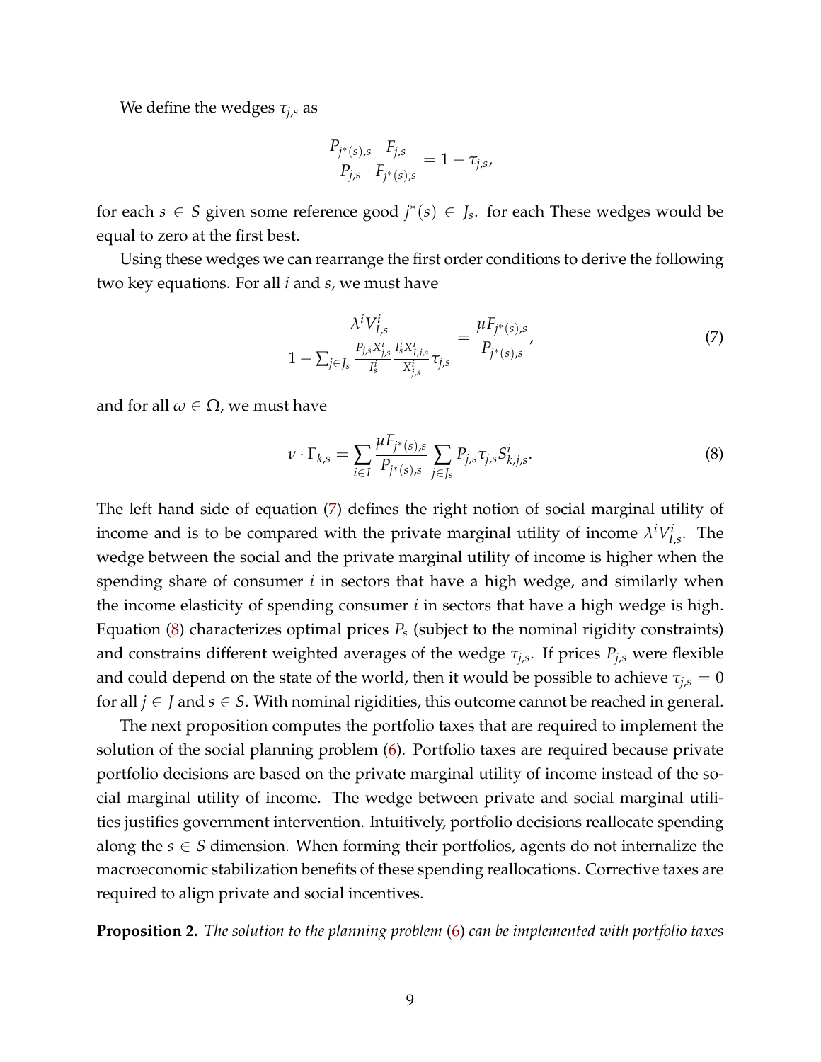We define the wedges $\tau_{j,s}$ as

$$\frac{P_{j^*(s),s}}{P_{j,s}} \frac{F_{j,s}}{F_{j^*(s),s}} = 1 - \tau_{j,s},$$

for each $s \in S$ given some reference good $j^*(s) \in J_s$. for each These wedges would be equal to zero at the first best.

Using these wedges we can rearrange the first order conditions to derive the following two key equations. For all $i$ and $s$, we must have

$$\frac{\lambda^i V^i_{I,s}}{1 - \sum_{j \in J_s} \frac{P_{j,s} X^i_{j,s}}{I^i_s} \frac{I^i_s X^i_{I,j,s}}{X^i_{j,s}} \tau_{j,s}} = \frac{\mu F_{j^*(s),s}}{P_{j^*(s),s}}, \tag{7}$$

and for all $\omega \in \Omega$, we must have

$$\nu \cdot \Gamma_{k,s} = \sum_{i \in I} \frac{\mu F_{j^*(s),s}}{P_{j^*(s),s}} \sum_{j \in J_s} P_{j,s} \tau_{j,s} S^i_{k,j,s}. \tag{8}$$

The left hand side of equation (7) defines the right notion of social marginal utility of income and is to be compared with the private marginal utility of income $\lambda^i V^i_{I,s}$. The wedge between the social and the private marginal utility of income is higher when the spending share of consumer $i$ in sectors that have a high wedge, and similarly when the income elasticity of spending consumer $i$ in sectors that have a high wedge is high. Equation (8) characterizes optimal prices $P_s$ (subject to the nominal rigidity constraints) and constrains different weighted averages of the wedge $\tau_{j,s}$. If prices $P_{j,s}$ were flexible and could depend on the state of the world, then it would be possible to achieve $\tau_{j,s} = 0$ for all $j \in J$ and $s \in S$. With nominal rigidities, this outcome cannot be reached in general.

The next proposition computes the portfolio taxes that are required to implement the solution of the social planning problem (6). Portfolio taxes are required because private portfolio decisions are based on the private marginal utility of income instead of the social marginal utility of income. The wedge between private and social marginal utilities justifies government intervention. Intuitively, portfolio decisions reallocate spending along the $s \in S$ dimension. When forming their portfolios, agents do not internalize the macroeconomic stabilization benefits of these spending reallocations. Corrective taxes are required to align private and social incentives.

**Proposition 2.** *The solution to the planning problem (6) can be implemented with portfolio taxes*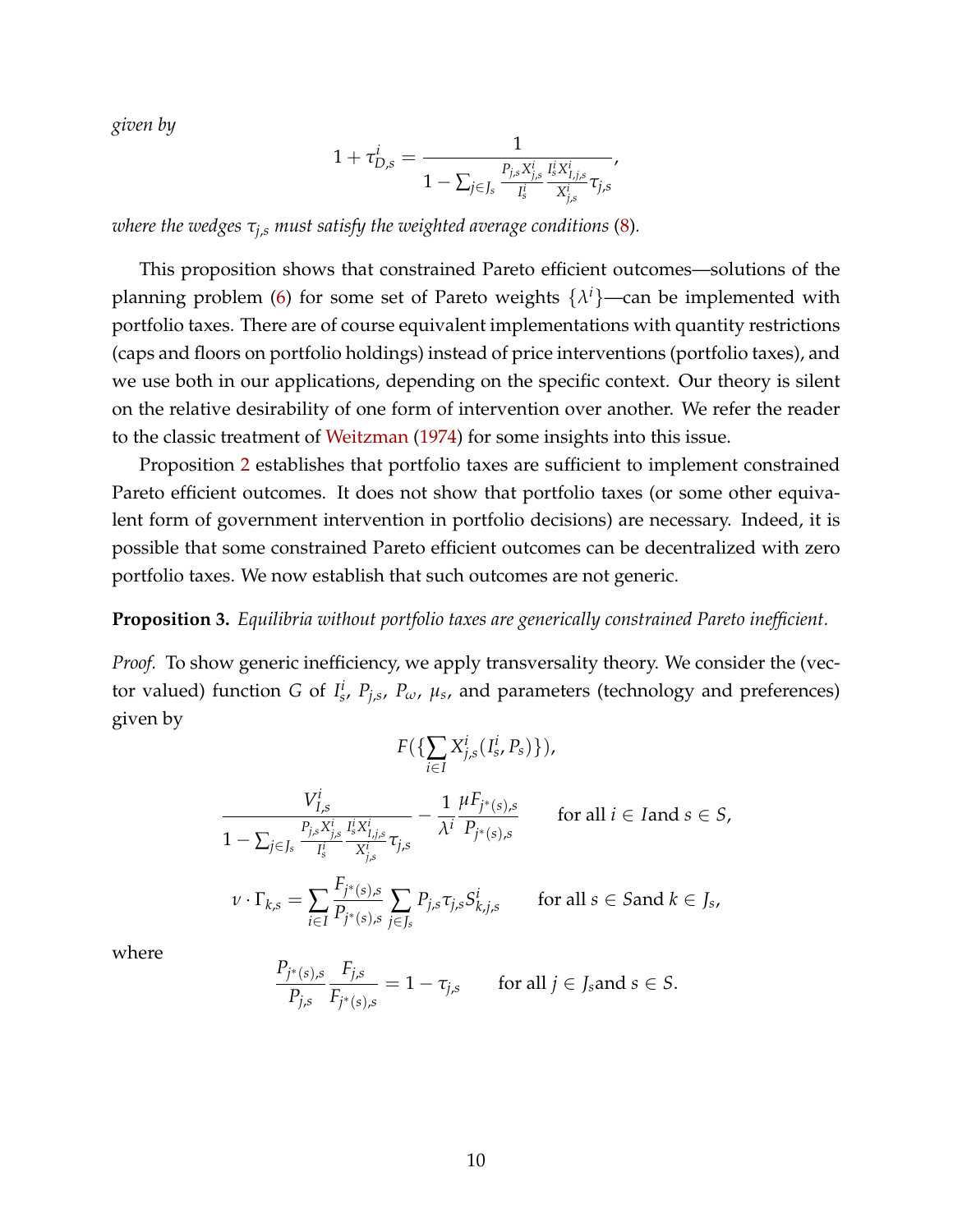*given by*

$$1 + \tau^i_{D,s} = \frac{1}{1 - \sum_{j \in J_s} \frac{P_{j,s} X^i_{j,s}}{I^i_s} \frac{I^i_s X^i_{I,j,s}}{X^i_{j,s}} \tau_{j,s}},$$

*where the wedges $\tau_{j,s}$ must satisfy the weighted average conditions* (8)*.*

This proposition shows that constrained Pareto efficient outcomes—solutions of the planning problem (6) for some set of Pareto weights $\{\lambda^i\}$—can be implemented with portfolio taxes. There are of course equivalent implementations with quantity restrictions (caps and floors on portfolio holdings) instead of price interventions (portfolio taxes), and we use both in our applications, depending on the specific context. Our theory is silent on the relative desirability of one form of intervention over another. We refer the reader to the classic treatment of Weitzman (1974) for some insights into this issue.

Proposition 2 establishes that portfolio taxes are sufficient to implement constrained Pareto efficient outcomes. It does not show that portfolio taxes (or some other equivalent form of government intervention in portfolio decisions) are necessary. Indeed, it is possible that some constrained Pareto efficient outcomes can be decentralized with zero portfolio taxes. We now establish that such outcomes are not generic.

**Proposition 3.** *Equilibria without portfolio taxes are generically constrained Pareto inefficient.*

*Proof.* To show generic inefficiency, we apply transversality theory. We consider the (vector valued) function $G$ of $I^i_s$, $P_{j,s}$, $P_\omega$, $\mu_s$, and parameters (technology and preferences) given by

$$F(\{\sum_{i \in I} X^i_{j,s}(I^i_s, P_s)\}),$$

$$\frac{V^i_{I,s}}{1 - \sum_{j \in J_s} \frac{P_{j,s} X^i_{j,s}}{I^i_s} \frac{I^i_s X^i_{I,j,s}}{X^i_{j,s}} \tau_{j,s}} - \frac{1}{\lambda^i} \frac{\mu F_{j^*(s),s}}{P_{j^*(s),s}} \qquad \text{for all } i \in I \text{and } s \in S,$$

$$\nu \cdot \Gamma_{k,s} = \sum_{i \in I} \frac{F_{j^*(s),s}}{P_{j^*(s),s}} \sum_{j \in J_s} P_{j,s} \tau_{j,s} S^i_{k,j,s} \qquad \text{for all } s \in S \text{and } k \in J_s,$$

where

$$\frac{P_{j^*(s),s}}{P_{j,s}} \frac{F_{j,s}}{F_{j^*(s),s}} = 1 - \tau_{j,s} \qquad \text{for all } j \in J_s \text{and } s \in S.$$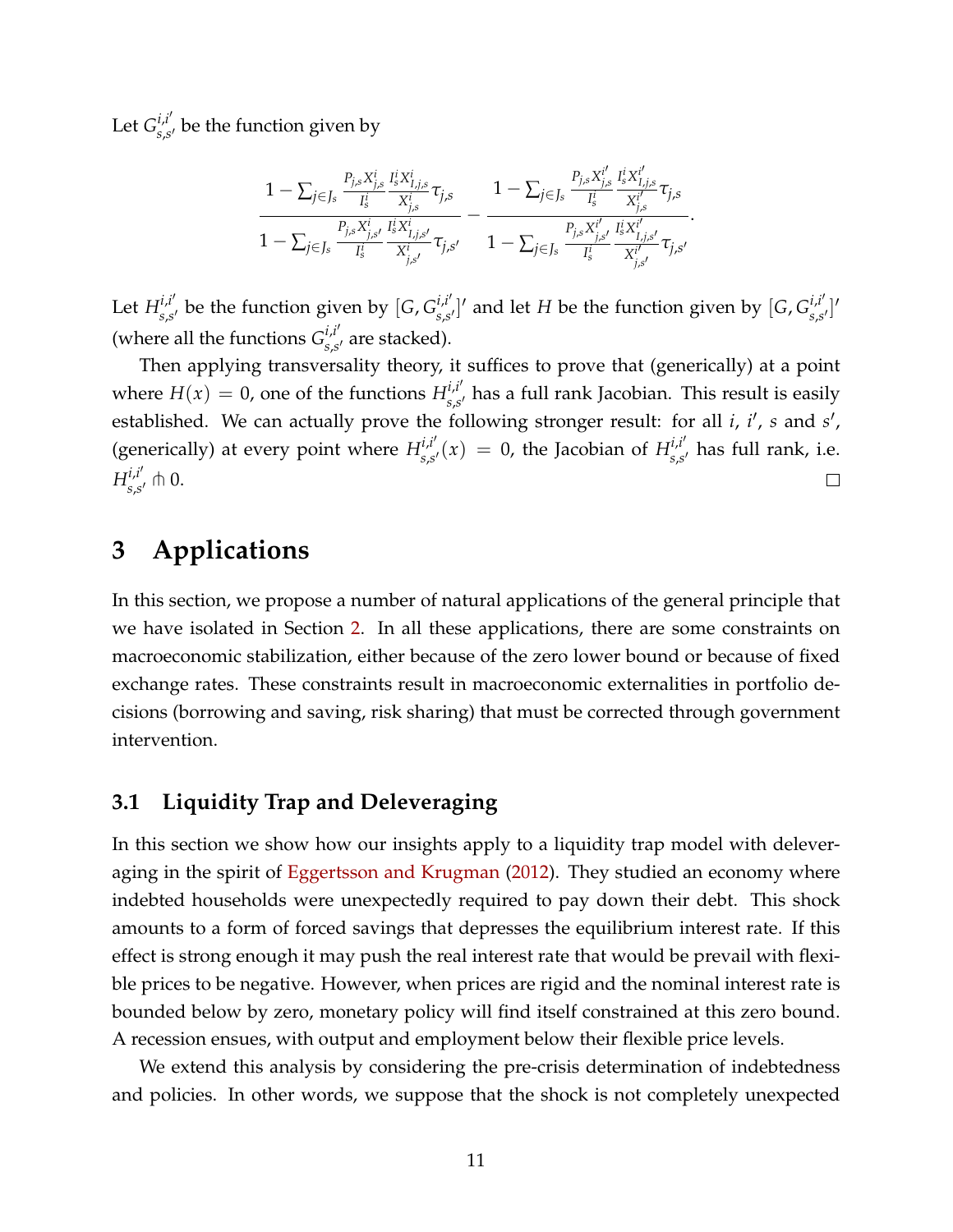Let $G^{i,i'}_{s,s'}$ be the function given by

$$\frac{1-\sum_{j\in J_s}\frac{P_{j,s}X^i_{j,s}}{I^i_s}\frac{I^i_s X^i_{I,j,s}}{X^i_{j,s}}\tau_{j,s}}{1-\sum_{j\in J_s}\frac{P_{j,s}X^i_{j,s'}}{I^i_s}\frac{I^i_s X^i_{I,j,s'}}{X^i_{j,s'}}\tau_{j,s'}}-\frac{1-\sum_{j\in J_s}\frac{P_{j,s}X^{i'}_{j,s}}{I^i_s}\frac{I^i_s X^{i'}_{I,j,s}}{X^{i'}_{j,s}}\tau_{j,s}}{1-\sum_{j\in J_s}\frac{P_{j,s}X^{i'}_{j,s'}}{I^i_s}\frac{I^i_s X^{i'}_{I,j,s'}}{X^{i'}_{j,s'}}\tau_{j,s'}}.$$

Let $H^{i,i'}_{s,s'}$ be the function given by $[G, G^{i,i'}_{s,s'}]'$ and let $H$ be the function given by $[G, G^{i,i'}_{s,s'}]'$ (where all the functions $G^{i,i'}_{s,s'}$ are stacked).

Then applying transversality theory, it suffices to prove that (generically) at a point where $H(x) = 0$, one of the functions $H^{i,i'}_{s,s'}$ has a full rank Jacobian. This result is easily established. We can actually prove the following stronger result: for all $i$, $i'$, $s$ and $s'$, (generically) at every point where $H^{i,i'}_{s,s'}(x) = 0$, the Jacobian of $H^{i,i'}_{s,s'}$ has full rank, i.e. $H^{i,i'}_{s,s'} \pitchfork 0$. □

# 3 Applications

In this section, we propose a number of natural applications of the general principle that we have isolated in Section 2. In all these applications, there are some constraints on macroeconomic stabilization, either because of the zero lower bound or because of fixed exchange rates. These constraints result in macroeconomic externalities in portfolio decisions (borrowing and saving, risk sharing) that must be corrected through government intervention.

## 3.1 Liquidity Trap and Deleveraging

In this section we show how our insights apply to a liquidity trap model with deleveraging in the spirit of Eggertsson and Krugman (2012). They studied an economy where indebted households were unexpectedly required to pay down their debt. This shock amounts to a form of forced savings that depresses the equilibrium interest rate. If this effect is strong enough it may push the real interest rate that would be prevail with flexible prices to be negative. However, when prices are rigid and the nominal interest rate is bounded below by zero, monetary policy will find itself constrained at this zero bound. A recession ensues, with output and employment below their flexible price levels.

We extend this analysis by considering the pre-crisis determination of indebtedness and policies. In other words, we suppose that the shock is not completely unexpected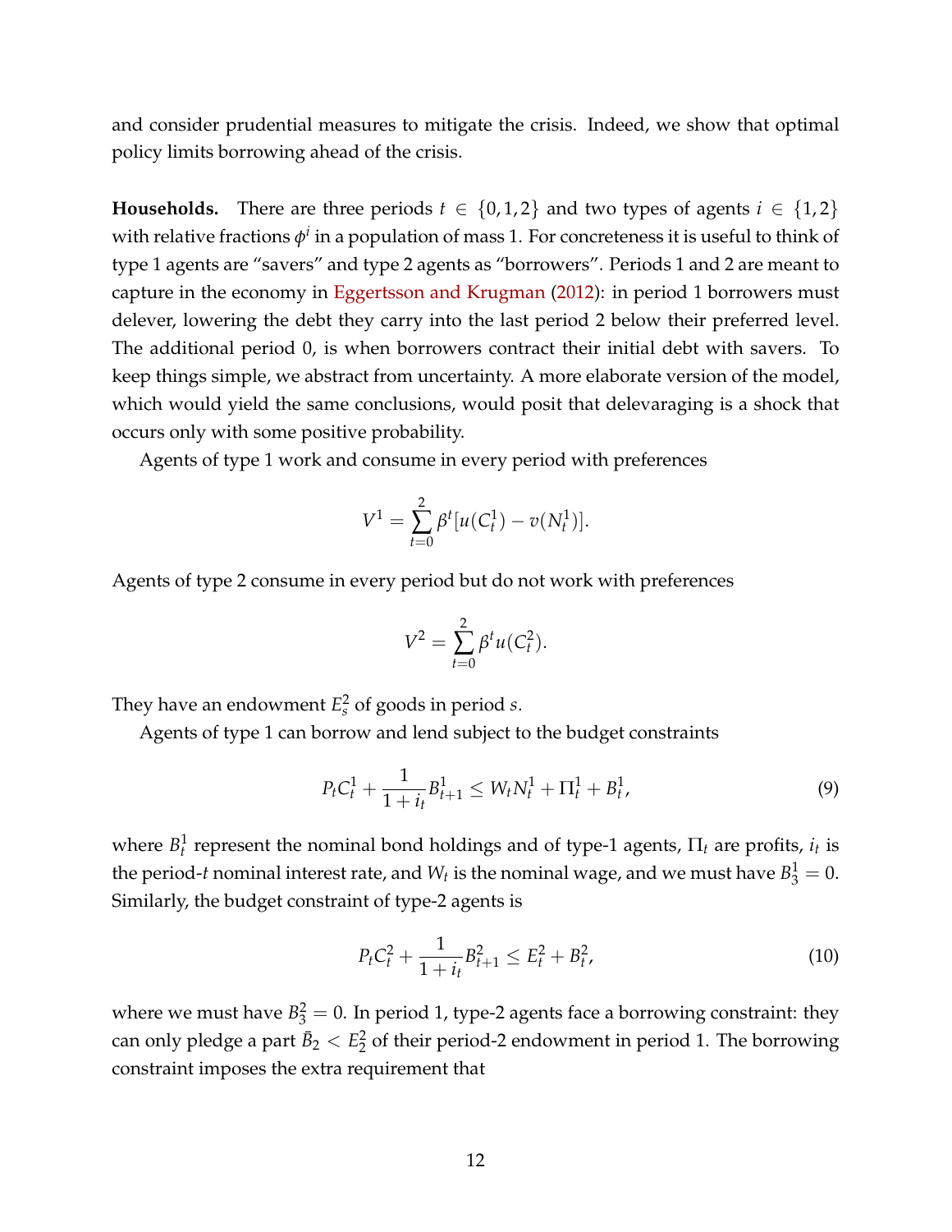and consider prudential measures to mitigate the crisis. Indeed, we show that optimal policy limits borrowing ahead of the crisis.

**Households.** There are three periods $t \in \{0, 1, 2\}$ and two types of agents $i \in \{1, 2\}$ with relative fractions $\phi^i$ in a population of mass 1. For concreteness it is useful to think of type 1 agents are "savers" and type 2 agents as "borrowers". Periods 1 and 2 are meant to capture in the economy in Eggertsson and Krugman (2012): in period 1 borrowers must delever, lowering the debt they carry into the last period 2 below their preferred level. The additional period 0, is when borrowers contract their initial debt with savers. To keep things simple, we abstract from uncertainty. A more elaborate version of the model, which would yield the same conclusions, would posit that delevaraging is a shock that occurs only with some positive probability.

Agents of type 1 work and consume in every period with preferences

$$V^1 = \sum_{t=0}^{2} \beta^t [u(C_t^1) - v(N_t^1)].$$

Agents of type 2 consume in every period but do not work with preferences

$$V^2 = \sum_{t=0}^{2} \beta^t u(C_t^2).$$

They have an endowment $E_s^2$ of goods in period $s$.

Agents of type 1 can borrow and lend subject to the budget constraints

$$P_t C_t^1 + \frac{1}{1+i_t} B_{t+1}^1 \leq W_t N_t^1 + \Pi_t^1 + B_t^1, \tag{9}$$

where $B_t^1$ represent the nominal bond holdings and of type-1 agents, $\Pi_t$ are profits, $i_t$ is the period-$t$ nominal interest rate, and $W_t$ is the nominal wage, and we must have $B_3^1 = 0$. Similarly, the budget constraint of type-2 agents is

$$P_t C_t^2 + \frac{1}{1+i_t} B_{t+1}^2 \leq E_t^2 + B_t^2, \tag{10}$$

where we must have $B_3^2 = 0$. In period 1, type-2 agents face a borrowing constraint: they can only pledge a part $\bar{B}_2 < E_2^2$ of their period-2 endowment in period 1. The borrowing constraint imposes the extra requirement that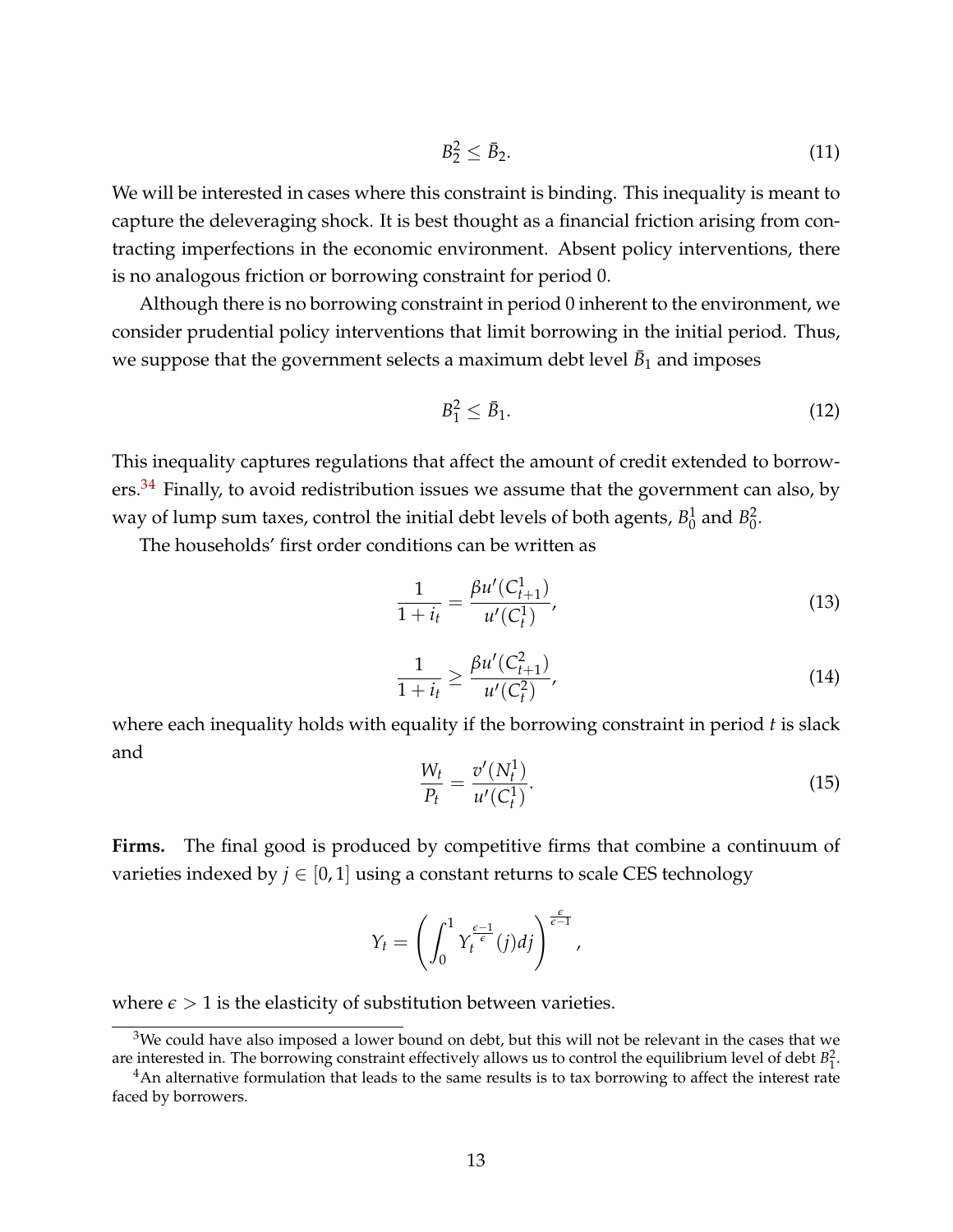$$B_2^2 \leq \bar{B}_2. \tag{11}$$

We will be interested in cases where this constraint is binding. This inequality is meant to capture the deleveraging shock. It is best thought as a financial friction arising from contracting imperfections in the economic environment. Absent policy interventions, there is no analogous friction or borrowing constraint for period 0.

Although there is no borrowing constraint in period 0 inherent to the environment, we consider prudential policy interventions that limit borrowing in the initial period. Thus, we suppose that the government selects a maximum debt level $\bar{B}_1$ and imposes

$$B_1^2 \leq \bar{B}_1. \tag{12}$$

This inequality captures regulations that affect the amount of credit extended to borrowers.[34] Finally, to avoid redistribution issues we assume that the government can also, by way of lump sum taxes, control the initial debt levels of both agents, $B_0^1$ and $B_0^2$.

The households' first order conditions can be written as

$$\frac{1}{1+i_t} = \frac{\beta u'(C_{t+1}^1)}{u'(C_t^1)}, \tag{13}$$

$$\frac{1}{1+i_t} \geq \frac{\beta u'(C_{t+1}^2)}{u'(C_t^2)}, \tag{14}$$

where each inequality holds with equality if the borrowing constraint in period $t$ is slack and

$$\frac{W_t}{P_t} = \frac{v'(N_t^1)}{u'(C_t^1)}. \tag{15}$$

**Firms.** The final good is produced by competitive firms that combine a continuum of varieties indexed by $j \in [0,1]$ using a constant returns to scale CES technology

$$Y_t = \left( \int_0^1 Y_t^{\frac{\epsilon-1}{\epsilon}}(j) dj \right)^{\frac{\epsilon}{\epsilon-1}},$$

where $\epsilon > 1$ is the elasticity of substitution between varieties.

[3] We could have also imposed a lower bound on debt, but this will not be relevant in the cases that we are interested in. The borrowing constraint effectively allows us to control the equilibrium level of debt $B_1^2$.

[4] An alternative formulation that leads to the same results is to tax borrowing to affect the interest rate faced by borrowers.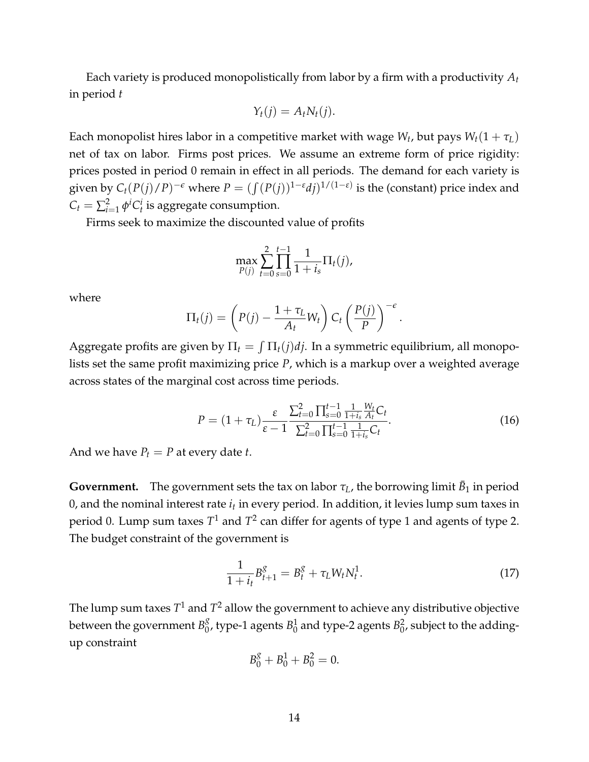Each variety is produced monopolistically from labor by a firm with a productivity $A_t$ in period $t$

$$Y_t(j) = A_t N_t(j).$$

Each monopolist hires labor in a competitive market with wage $W_t$, but pays $W_t(1+\tau_L)$ net of tax on labor. Firms post prices. We assume an extreme form of price rigidity: prices posted in period 0 remain in effect in all periods. The demand for each variety is given by $C_t(P(j)/P)^{-\epsilon}$ where $P = (\int (P(j))^{1-\varepsilon} dj)^{1/(1-\varepsilon)}$ is the (constant) price index and $C_t = \sum_{i=1}^{2} \phi^i C_t^i$ is aggregate consumption.

Firms seek to maximize the discounted value of profits

$$\max_{P(j)} \sum_{t=0}^{2} \prod_{s=0}^{t-1} \frac{1}{1+i_s} \Pi_t(j),$$

where

$$\Pi_t(j) = \left( P(j) - \frac{1+\tau_L}{A_t} W_t \right) C_t \left( \frac{P(j)}{P} \right)^{-\epsilon}.$$

Aggregate profits are given by $\Pi_t = \int \Pi_t(j) dj$. In a symmetric equilibrium, all monopolists set the same profit maximizing price $P$, which is a markup over a weighted average across states of the marginal cost across time periods.

$$P = (1+\tau_L) \frac{\varepsilon}{\varepsilon - 1} \frac{\sum_{t=0}^{2} \prod_{s=0}^{t-1} \frac{1}{1+i_s} \frac{W_t}{A_t} C_t}{\sum_{t=0}^{2} \prod_{s=0}^{t-1} \frac{1}{1+i_s} C_t}. \tag{16}$$

And we have $P_t = P$ at every date $t$.

**Government.** The government sets the tax on labor $\tau_L$, the borrowing limit $\bar{B}_1$ in period 0, and the nominal interest rate $i_t$ in every period. In addition, it levies lump sum taxes in period 0. Lump sum taxes $T^1$ and $T^2$ can differ for agents of type 1 and agents of type 2. The budget constraint of the government is

$$\frac{1}{1+i_t} B_{t+1}^g = B_t^g + \tau_L W_t N_t^1. \tag{17}$$

The lump sum taxes $T^1$ and $T^2$ allow the government to achieve any distributive objective between the government $B_0^g$, type-1 agents $B_0^1$ and type-2 agents $B_0^2$, subject to the adding-up constraint

$$B_0^g + B_0^1 + B_0^2 = 0.$$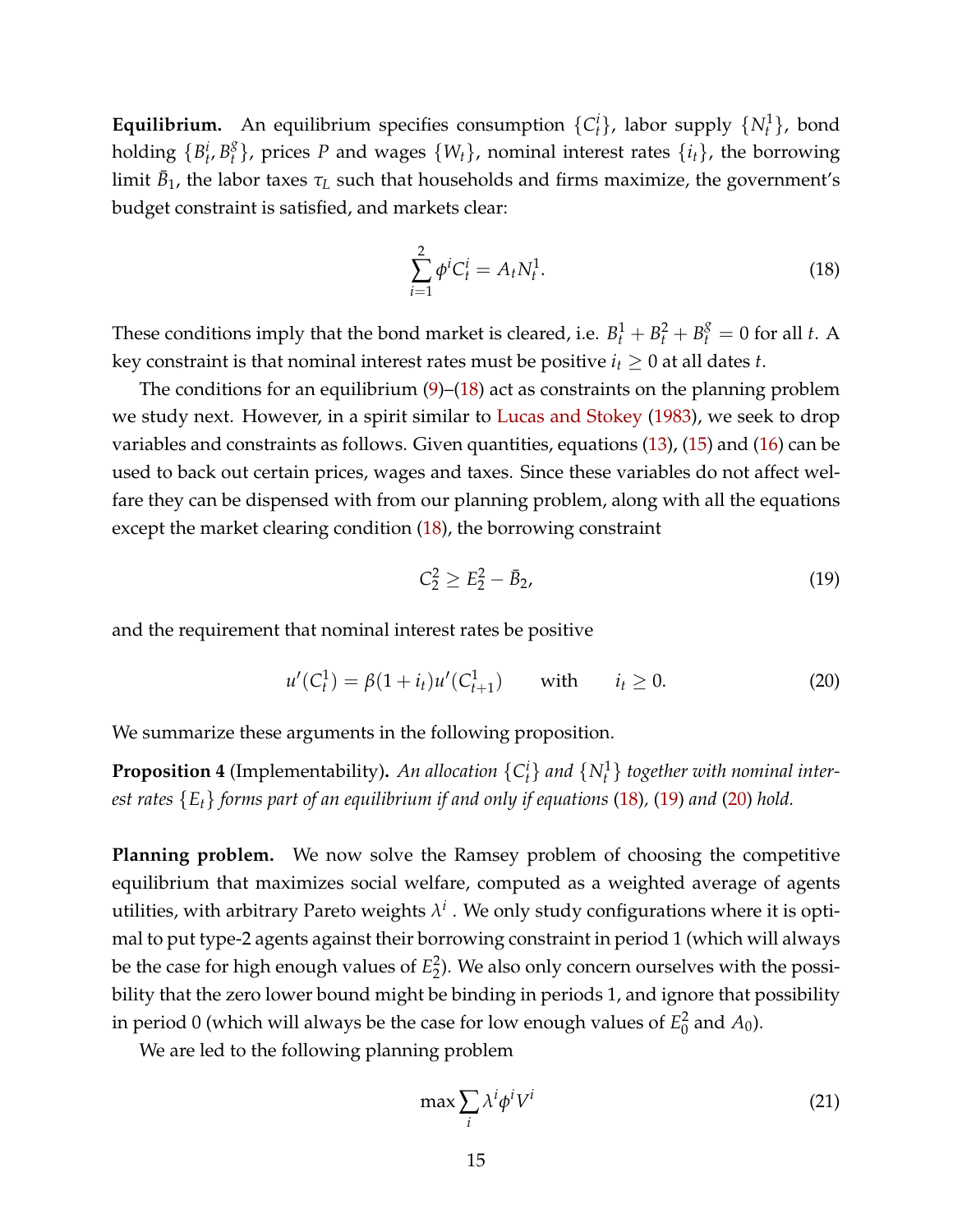**Equilibrium.** An equilibrium specifies consumption $\{C_t^i\}$, labor supply $\{N_t^1\}$, bond holding $\{B_t^i, B_t^g\}$, prices $P$ and wages $\{W_t\}$, nominal interest rates $\{i_t\}$, the borrowing limit $\bar{B}_1$, the labor taxes $\tau_L$ such that households and firms maximize, the government's budget constraint is satisfied, and markets clear:

$$\sum_{i=1}^{2} \phi^i C_t^i = A_t N_t^1. \tag{18}$$

These conditions imply that the bond market is cleared, i.e. $B_t^1 + B_t^2 + B_t^g = 0$ for all $t$. A key constraint is that nominal interest rates must be positive $i_t \geq 0$ at all dates $t$.

The conditions for an equilibrium (9)–(18) act as constraints on the planning problem we study next. However, in a spirit similar to Lucas and Stokey (1983), we seek to drop variables and constraints as follows. Given quantities, equations (13), (15) and (16) can be used to back out certain prices, wages and taxes. Since these variables do not affect welfare they can be dispensed with from our planning problem, along with all the equations except the market clearing condition (18), the borrowing constraint

$$C_2^2 \geq E_2^2 - \bar{B}_2, \tag{19}$$

and the requirement that nominal interest rates be positive

$$u'(C_t^1) = \beta(1 + i_t)u'(C_{t+1}^1) \qquad \text{with} \qquad i_t \geq 0. \tag{20}$$

We summarize these arguments in the following proposition.

**Proposition 4** (Implementability)**.** *An allocation $\{C_t^i\}$ and $\{N_t^1\}$ together with nominal interest rates $\{E_t\}$ forms part of an equilibrium if and only if equations (18), (19) and (20) hold.*

**Planning problem.** We now solve the Ramsey problem of choosing the competitive equilibrium that maximizes social welfare, computed as a weighted average of agents utilities, with arbitrary Pareto weights $\lambda^i$ . We only study configurations where it is optimal to put type-2 agents against their borrowing constraint in period 1 (which will always be the case for high enough values of $E_2^2$). We also only concern ourselves with the possibility that the zero lower bound might be binding in periods 1, and ignore that possibility in period 0 (which will always be the case for low enough values of $E_0^2$ and $A_0$).

We are led to the following planning problem

$$\max \sum_i \lambda^i \phi^i V^i \tag{21}$$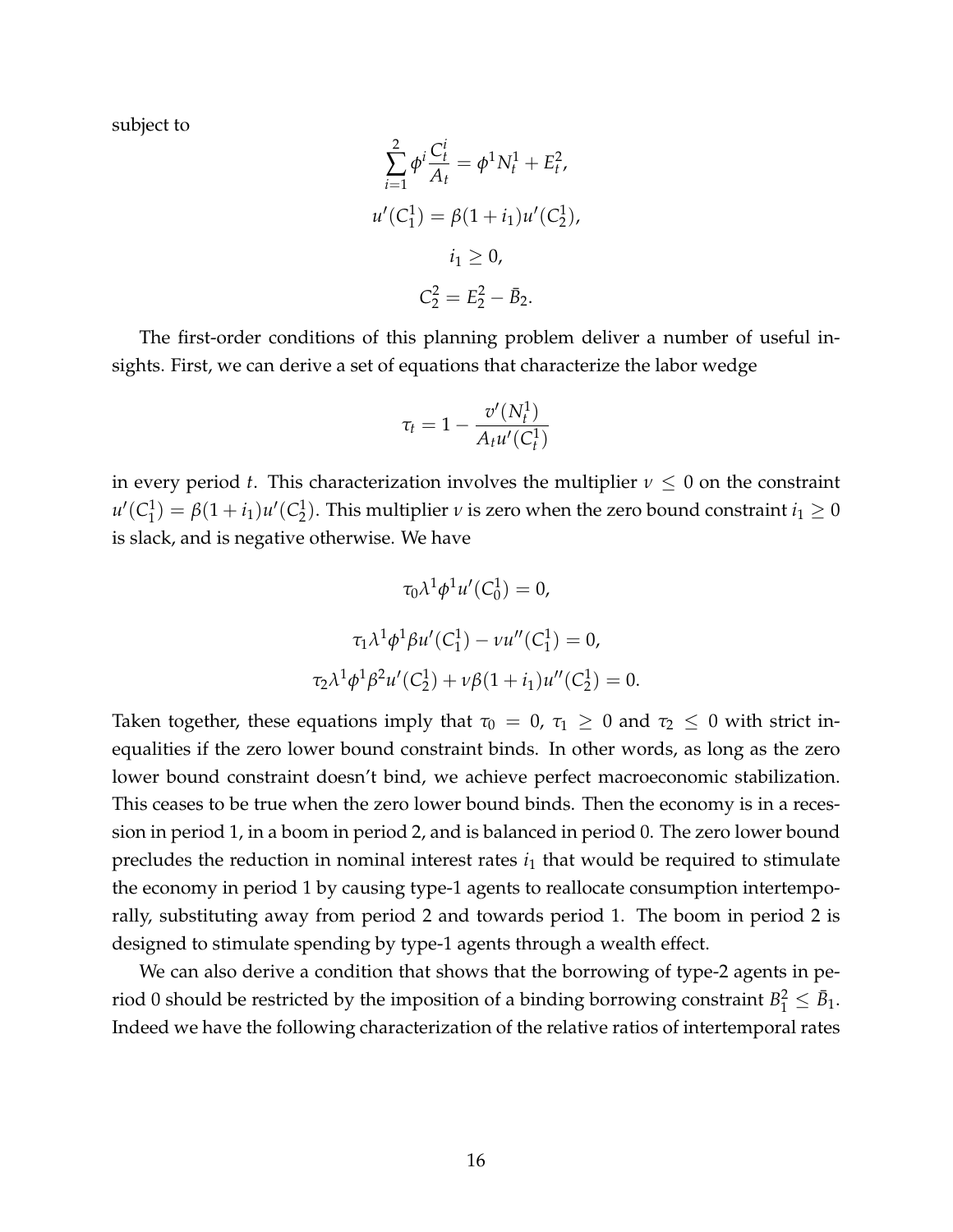subject to

$$\sum_{i=1}^{2} \phi^i \frac{C_t^i}{A_t} = \phi^1 N_t^1 + E_t^2,$$

$$u'(C_1^1) = \beta(1+i_1)u'(C_2^1),$$

$$i_1 \geq 0,$$

$$C_2^2 = E_2^2 - \bar{B}_2.$$

The first-order conditions of this planning problem deliver a number of useful insights. First, we can derive a set of equations that characterize the labor wedge

$$\tau_t = 1 - \frac{v'(N_t^1)}{A_t u'(C_t^1)}$$

in every period $t$. This characterization involves the multiplier $\nu \leq 0$ on the constraint $u'(C_1^1) = \beta(1+i_1)u'(C_2^1)$. This multiplier $\nu$ is zero when the zero bound constraint $i_1 \geq 0$ is slack, and is negative otherwise. We have

$$\tau_0 \lambda^1 \phi^1 u'(C_0^1) = 0,$$

$$\tau_1 \lambda^1 \phi^1 \beta u'(C_1^1) - \nu u''(C_1^1) = 0,$$

$$\tau_2 \lambda^1 \phi^1 \beta^2 u'(C_2^1) + \nu \beta(1+i_1)u''(C_2^1) = 0.$$

Taken together, these equations imply that $\tau_0 = 0$, $\tau_1 \geq 0$ and $\tau_2 \leq 0$ with strict inequalities if the zero lower bound constraint binds. In other words, as long as the zero lower bound constraint doesn't bind, we achieve perfect macroeconomic stabilization. This ceases to be true when the zero lower bound binds. Then the economy is in a recession in period 1, in a boom in period 2, and is balanced in period 0. The zero lower bound precludes the reduction in nominal interest rates $i_1$ that would be required to stimulate the economy in period 1 by causing type-1 agents to reallocate consumption intertemporally, substituting away from period 2 and towards period 1. The boom in period 2 is designed to stimulate spending by type-1 agents through a wealth effect.

We can also derive a condition that shows that the borrowing of type-2 agents in period 0 should be restricted by the imposition of a binding borrowing constraint $B_1^2 \leq \bar{B}_1$. Indeed we have the following characterization of the relative ratios of intertemporal rates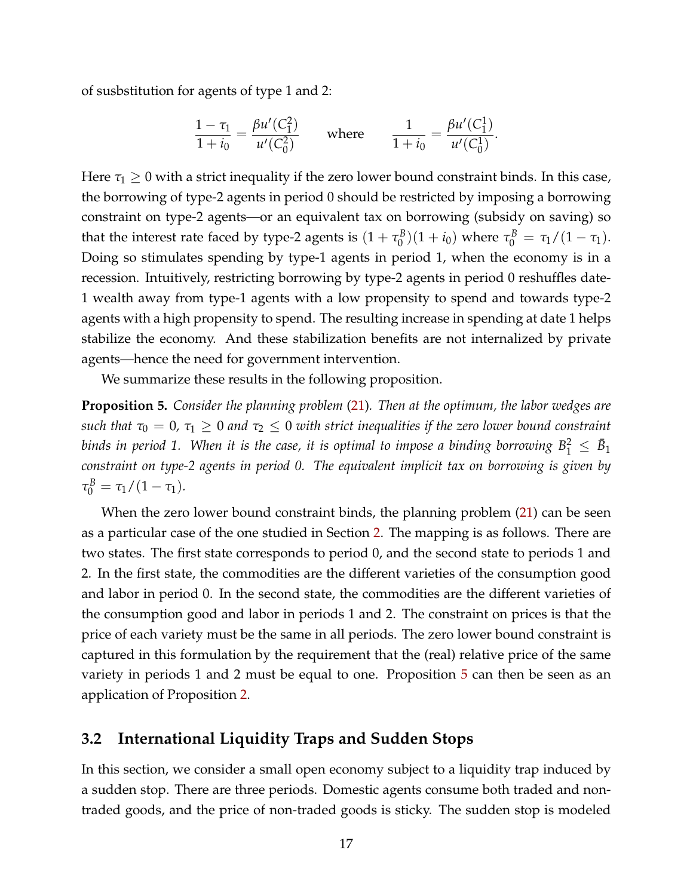of susbstitution for agents of type 1 and 2:

$$\frac{1-\tau_1}{1+i_0} = \frac{\beta u'(C_1^2)}{u'(C_0^2)} \qquad \text{where} \qquad \frac{1}{1+i_0} = \frac{\beta u'(C_1^1)}{u'(C_0^1)}.$$

Here $\tau_1 \geq 0$ with a strict inequality if the zero lower bound constraint binds. In this case, the borrowing of type-2 agents in period 0 should be restricted by imposing a borrowing constraint on type-2 agents—or an equivalent tax on borrowing (subsidy on saving) so that the interest rate faced by type-2 agents is $(1+\tau_0^B)(1+i_0)$ where $\tau_0^B = \tau_1/(1-\tau_1)$. Doing so stimulates spending by type-1 agents in period 1, when the economy is in a recession. Intuitively, restricting borrowing by type-2 agents in period 0 reshuffles date-1 wealth away from type-1 agents with a low propensity to spend and towards type-2 agents with a high propensity to spend. The resulting increase in spending at date 1 helps stabilize the economy. And these stabilization benefits are not internalized by private agents—hence the need for government intervention.

We summarize these results in the following proposition.

**Proposition 5.** *Consider the planning problem (21). Then at the optimum, the labor wedges are such that $\tau_0 = 0$, $\tau_1 \geq 0$ and $\tau_2 \leq 0$ with strict inequalities if the zero lower bound constraint binds in period 1. When it is the case, it is optimal to impose a binding borrowing $B_1^2 \leq \bar{B}_1$ constraint on type-2 agents in period 0. The equivalent implicit tax on borrowing is given by $\tau_0^B = \tau_1/(1-\tau_1)$.*

When the zero lower bound constraint binds, the planning problem (21) can be seen as a particular case of the one studied in Section 2. The mapping is as follows. There are two states. The first state corresponds to period 0, and the second state to periods 1 and 2. In the first state, the commodities are the different varieties of the consumption good and labor in period 0. In the second state, the commodities are the different varieties of the consumption good and labor in periods 1 and 2. The constraint on prices is that the price of each variety must be the same in all periods. The zero lower bound constraint is captured in this formulation by the requirement that the (real) relative price of the same variety in periods 1 and 2 must be equal to one. Proposition 5 can then be seen as an application of Proposition 2.

## 3.2 International Liquidity Traps and Sudden Stops

In this section, we consider a small open economy subject to a liquidity trap induced by a sudden stop. There are three periods. Domestic agents consume both traded and non-traded goods, and the price of non-traded goods is sticky. The sudden stop is modeled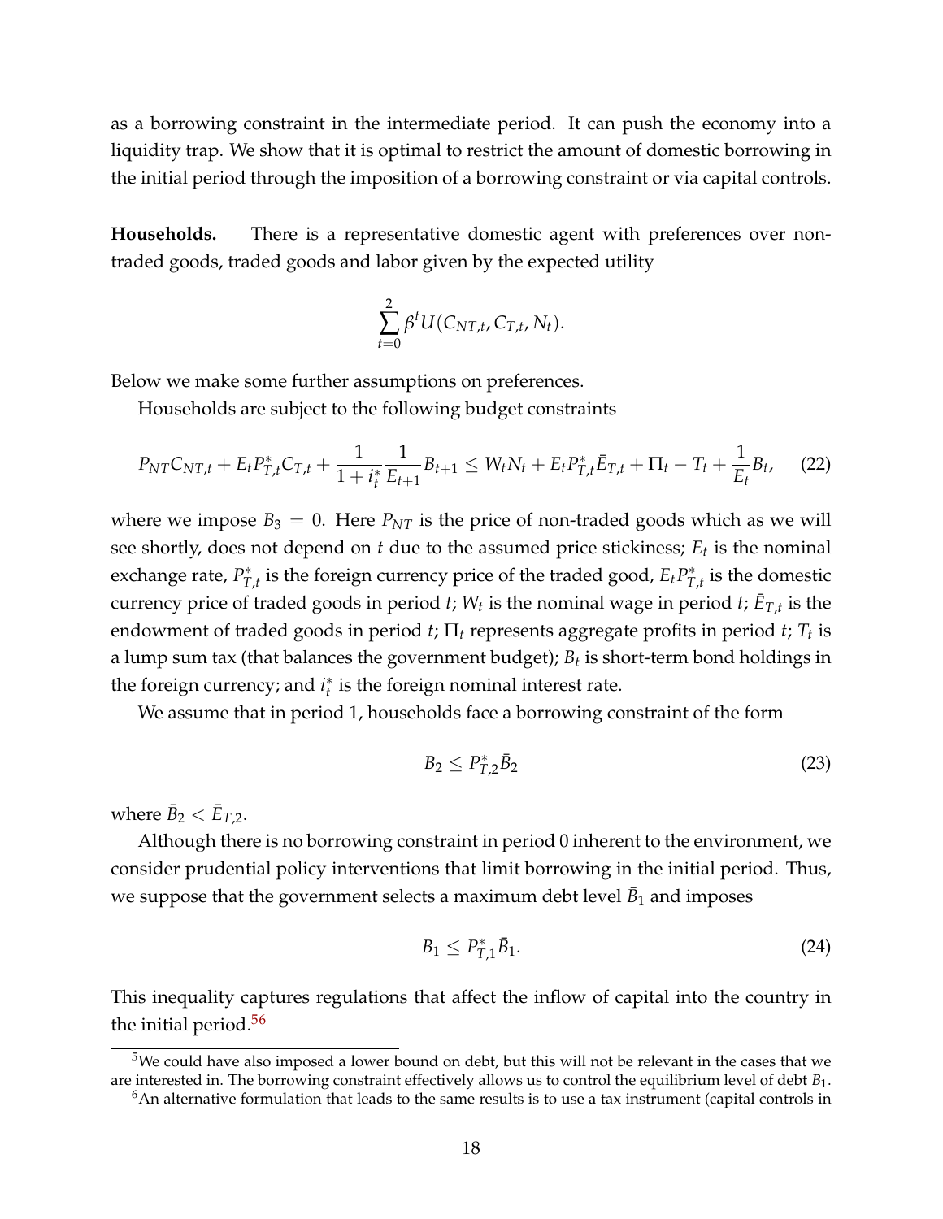as a borrowing constraint in the intermediate period. It can push the economy into a liquidity trap. We show that it is optimal to restrict the amount of domestic borrowing in the initial period through the imposition of a borrowing constraint or via capital controls.

**Households.** There is a representative domestic agent with preferences over non-traded goods, traded goods and labor given by the expected utility

$$\sum_{t=0}^{2} \beta^t U(C_{NT,t}, C_{T,t}, N_t).$$

Below we make some further assumptions on preferences.

Households are subject to the following budget constraints

$$P_{NT}C_{NT,t} + E_t P^*_{T,t} C_{T,t} + \frac{1}{1+i^*_t}\frac{1}{E_{t+1}} B_{t+1} \leq W_t N_t + E_t P^*_{T,t} \bar{E}_{T,t} + \Pi_t - T_t + \frac{1}{E_t} B_t, \tag{22}$$

where we impose $B_3 = 0$. Here $P_{NT}$ is the price of non-traded goods which as we will see shortly, does not depend on $t$ due to the assumed price stickiness; $E_t$ is the nominal exchange rate, $P^*_{T,t}$ is the foreign currency price of the traded good, $E_t P^*_{T,t}$ is the domestic currency price of traded goods in period $t$; $W_t$ is the nominal wage in period $t$; $\bar{E}_{T,t}$ is the endowment of traded goods in period $t$; $\Pi_t$ represents aggregate profits in period $t$; $T_t$ is a lump sum tax (that balances the government budget); $B_t$ is short-term bond holdings in the foreign currency; and $i^*_t$ is the foreign nominal interest rate.

We assume that in period 1, households face a borrowing constraint of the form

$$B_2 \leq P^*_{T,2} \bar{B}_2 \tag{23}$$

where $\bar{B}_2 < \bar{E}_{T,2}$.

Although there is no borrowing constraint in period 0 inherent to the environment, we consider prudential policy interventions that limit borrowing in the initial period. Thus, we suppose that the government selects a maximum debt level $\bar{B}_1$ and imposes

$$B_1 \leq P^*_{T,1} \bar{B}_1. \tag{24}$$

This inequality captures regulations that affect the inflow of capital into the country in the initial period.[5][6]

[5] We could have also imposed a lower bound on debt, but this will not be relevant in the cases that we are interested in. The borrowing constraint effectively allows us to control the equilibrium level of debt $B_1$.

[6] An alternative formulation that leads to the same results is to use a tax instrument (capital controls in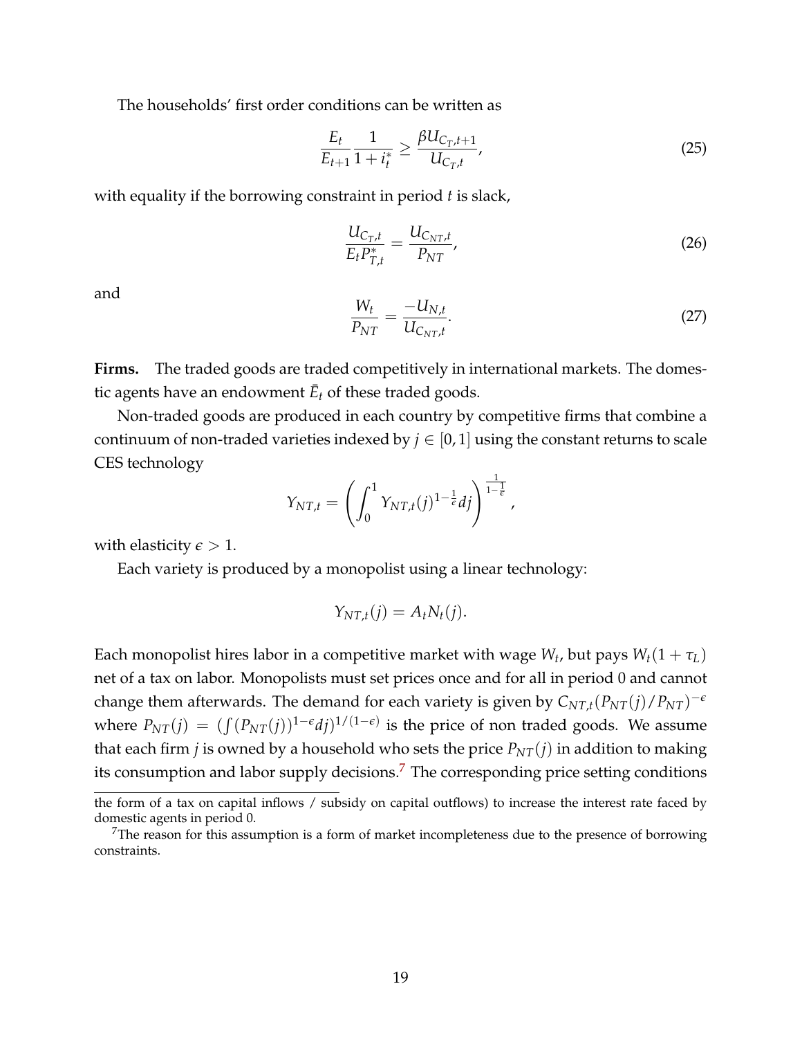The households' first order conditions can be written as

$$\frac{E_t}{E_{t+1}} \frac{1}{1+i_t^*} \geq \frac{\beta U_{C_T,t+1}}{U_{C_T,t}}, \tag{25}$$

with equality if the borrowing constraint in period $t$ is slack,

$$\frac{U_{C_T,t}}{E_t P_{T,t}^*} = \frac{U_{C_{NT},t}}{P_{NT}}, \tag{26}$$

and

$$\frac{W_t}{P_{NT}} = \frac{-U_{N,t}}{U_{C_{NT},t}}. \tag{27}$$

**Firms.** The traded goods are traded competitively in international markets. The domestic agents have an endowment $\bar{E}_t$ of these traded goods.

Non-traded goods are produced in each country by competitive firms that combine a continuum of non-traded varieties indexed by $j \in [0,1]$ using the constant returns to scale CES technology

$$Y_{NT,t} = \left( \int_0^1 Y_{NT,t}(j)^{1-\frac{1}{\epsilon}} dj \right)^{\frac{1}{1-\frac{1}{\epsilon}}},$$

with elasticity $\epsilon > 1$.

Each variety is produced by a monopolist using a linear technology:

$$Y_{NT,t}(j) = A_t N_t(j).$$

Each monopolist hires labor in a competitive market with wage $W_t$, but pays $W_t(1+\tau_L)$ net of a tax on labor. Monopolists must set prices once and for all in period 0 and cannot change them afterwards. The demand for each variety is given by $C_{NT,t}(P_{NT}(j)/P_{NT})^{-\epsilon}$ where $P_{NT}(j) = (\int (P_{NT}(j))^{1-\epsilon} dj)^{1/(1-\epsilon)}$ is the price of non traded goods. We assume that each firm $j$ is owned by a household who sets the price $P_{NT}(j)$ in addition to making its consumption and labor supply decisions.[7] The corresponding price setting conditions

the form of a tax on capital inflows / subsidy on capital outflows) to increase the interest rate faced by domestic agents in period 0.

[7] The reason for this assumption is a form of market incompleteness due to the presence of borrowing constraints.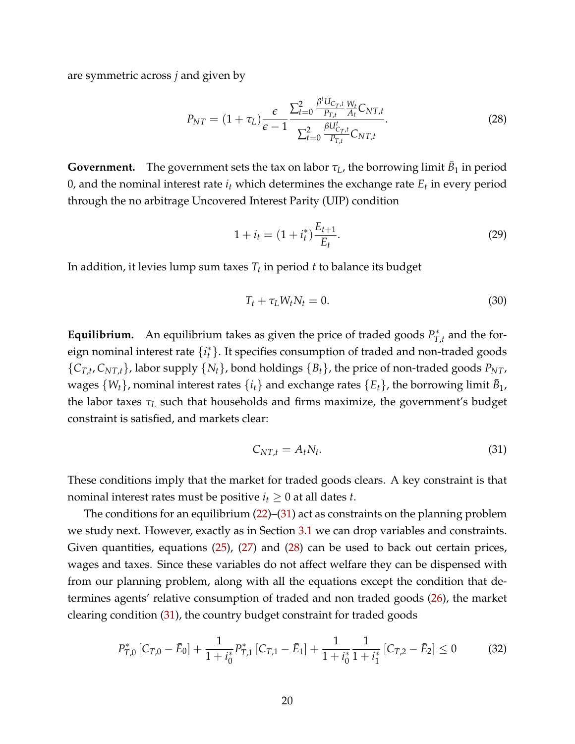are symmetric across $j$ and given by

$$P_{NT} = (1 + \tau_L) \frac{\epsilon}{\epsilon - 1} \frac{\sum_{t=0}^{2} \frac{\beta^t U_{C_T,t}}{P_{T,t}} \frac{W_t}{A_t} C_{NT,t}}{\sum_{t=0}^{2} \frac{\beta U_{C_T,t}^t}{P_{T,t}} C_{NT,t}}. \tag{28}$$

**Government.** The government sets the tax on labor $\tau_L$, the borrowing limit $\bar{B}_1$ in period 0, and the nominal interest rate $i_t$ which determines the exchange rate $E_t$ in every period through the no arbitrage Uncovered Interest Parity (UIP) condition

$$1 + i_t = (1 + i_t^*) \frac{E_{t+1}}{E_t}. \tag{29}$$

In addition, it levies lump sum taxes $T_t$ in period $t$ to balance its budget

$$T_t + \tau_L W_t N_t = 0. \tag{30}$$

**Equilibrium.** An equilibrium takes as given the price of traded goods $P_{T,t}^*$ and the foreign nominal interest rate $\{i_t^*\}$. It specifies consumption of traded and non-traded goods $\{C_{T,t}, C_{NT,t}\}$, labor supply $\{N_t\}$, bond holdings $\{B_t\}$, the price of non-traded goods $P_{NT}$, wages $\{W_t\}$, nominal interest rates $\{i_t\}$ and exchange rates $\{E_t\}$, the borrowing limit $\bar{B}_1$, the labor taxes $\tau_L$ such that households and firms maximize, the government's budget constraint is satisfied, and markets clear:

$$C_{NT,t} = A_t N_t. \tag{31}$$

These conditions imply that the market for traded goods clears. A key constraint is that nominal interest rates must be positive $i_t \geq 0$ at all dates $t$.

The conditions for an equilibrium (22)–(31) act as constraints on the planning problem we study next. However, exactly as in Section 3.1 we can drop variables and constraints. Given quantities, equations (25), (27) and (28) can be used to back out certain prices, wages and taxes. Since these variables do not affect welfare they can be dispensed with from our planning problem, along with all the equations except the condition that determines agents' relative consumption of traded and non traded goods (26), the market clearing condition (31), the country budget constraint for traded goods

$$P_{T,0}^* \left[ C_{T,0} - \bar{E}_0 \right] + \frac{1}{1 + i_0^*} P_{T,1}^* \left[ C_{T,1} - \bar{E}_1 \right] + \frac{1}{1 + i_0^*} \frac{1}{1 + i_1^*} \left[ C_{T,2} - \bar{E}_2 \right] \leq 0 \tag{32}$$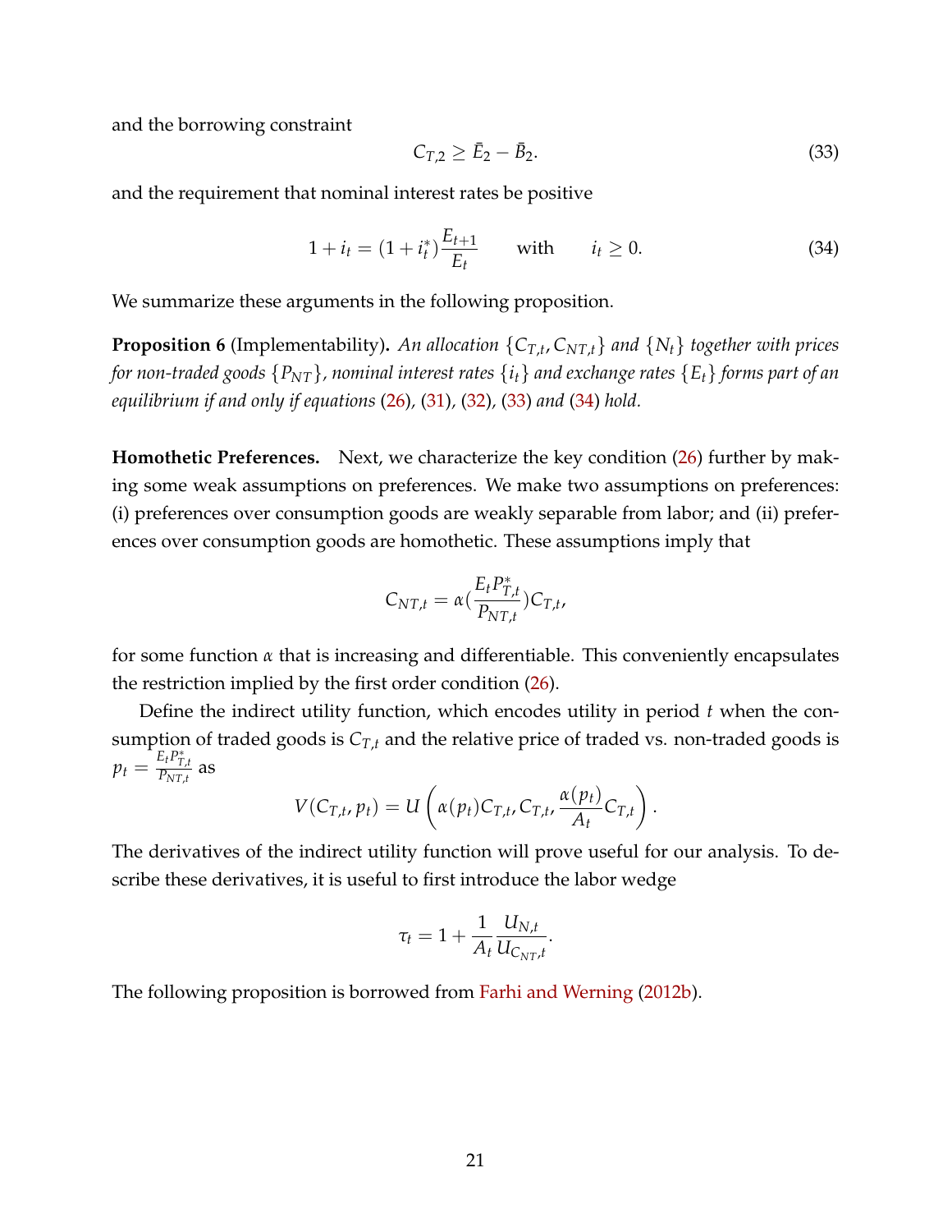and the borrowing constraint

$$C_{T,2} \geq \bar{E}_2 - \bar{B}_2. \tag{33}$$

and the requirement that nominal interest rates be positive

$$1 + i_t = (1 + i_t^*)\frac{E_{t+1}}{E_t} \qquad \text{with} \qquad i_t \geq 0. \tag{34}$$

We summarize these arguments in the following proposition.

**Proposition 6** (Implementability)**.** *An allocation $\{C_{T,t}, C_{NT,t}\}$ and $\{N_t\}$ together with prices for non-traded goods $\{P_{NT}\}$, nominal interest rates $\{i_t\}$ and exchange rates $\{E_t\}$ forms part of an equilibrium if and only if equations (26), (31), (32), (33) and (34) hold.*

**Homothetic Preferences.** Next, we characterize the key condition (26) further by making some weak assumptions on preferences. We make two assumptions on preferences: (i) preferences over consumption goods are weakly separable from labor; and (ii) preferences over consumption goods are homothetic. These assumptions imply that

$$C_{NT,t} = \alpha\left(\frac{E_t P_{T,t}^*}{P_{NT,t}}\right)C_{T,t},$$

for some function $\alpha$ that is increasing and differentiable. This conveniently encapsulates the restriction implied by the first order condition (26).

Define the indirect utility function, which encodes utility in period $t$ when the consumption of traded goods is $C_{T,t}$ and the relative price of traded vs. non-traded goods is $p_t = \frac{E_t P_{T,t}^*}{P_{NT,t}}$ as

$$V(C_{T,t}, p_t) = U\left(\alpha(p_t)C_{T,t}, C_{T,t}, \frac{\alpha(p_t)}{A_t}C_{T,t}\right).$$

The derivatives of the indirect utility function will prove useful for our analysis. To describe these derivatives, it is useful to first introduce the labor wedge

$$\tau_t = 1 + \frac{1}{A_t}\frac{U_{N,t}}{U_{C_{NT},t}}.$$

The following proposition is borrowed from Farhi and Werning (2012b).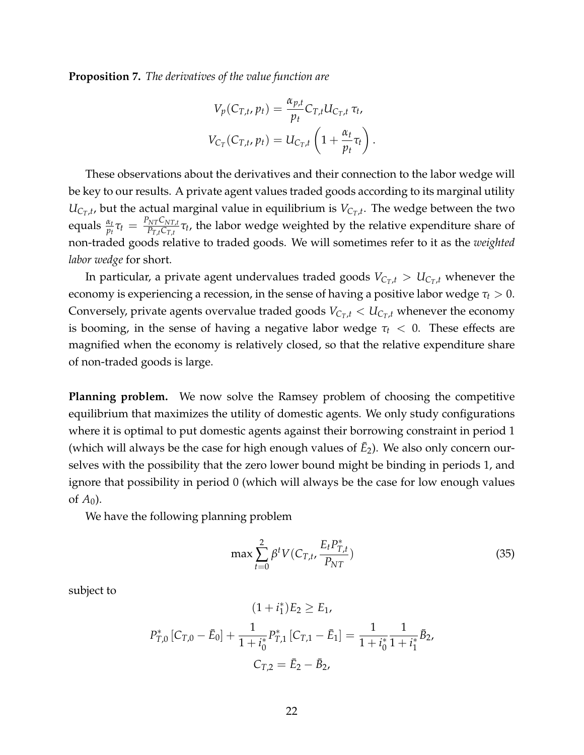**Proposition 7.** *The derivatives of the value function are*

$$V_p(C_{T,t}, p_t) = \frac{\alpha_{p,t}}{p_t} C_{T,t} U_{C_{T},t}\, \tau_t,$$

$$V_{C_T}(C_{T,t}, p_t) = U_{C_{T},t} \left(1 + \frac{\alpha_t}{p_t} \tau_t\right).$$

These observations about the derivatives and their connection to the labor wedge will be key to our results. A private agent values traded goods according to its marginal utility $U_{C_T,t}$, but the actual marginal value in equilibrium is $V_{C_T,t}$. The wedge between the two equals $\frac{\alpha_t}{p_t}\tau_t = \frac{P_{NT} C_{NT,t}}{P_{T,t} C_{T,t}} \tau_t$, the labor wedge weighted by the relative expenditure share of non-traded goods relative to traded goods. We will sometimes refer to it as the *weighted labor wedge* for short.

In particular, a private agent undervalues traded goods $V_{C_T,t} > U_{C_T,t}$ whenever the economy is experiencing a recession, in the sense of having a positive labor wedge $\tau_t > 0$. Conversely, private agents overvalue traded goods $V_{C_T,t} < U_{C_T,t}$ whenever the economy is booming, in the sense of having a negative labor wedge $\tau_t < 0$. These effects are magnified when the economy is relatively closed, so that the relative expenditure share of non-traded goods is large.

**Planning problem.** We now solve the Ramsey problem of choosing the competitive equilibrium that maximizes the utility of domestic agents. We only study configurations where it is optimal to put domestic agents against their borrowing constraint in period 1 (which will always be the case for high enough values of $\bar{E}_2$). We also only concern ourselves with the possibility that the zero lower bound might be binding in periods 1, and ignore that possibility in period 0 (which will always be the case for low enough values of $A_0$).

We have the following planning problem

$$\max \sum_{t=0}^{2} \beta^t V(C_{T,t}, \frac{E_t P^*_{T,t}}{P_{NT}}) \tag{35}$$

subject to

$$(1 + i^*_1) E_2 \geq E_1,$$

$$P^*_{T,0}\left[C_{T,0} - \bar{E}_0\right] + \frac{1}{1 + i^*_0} P^*_{T,1}\left[C_{T,1} - \bar{E}_1\right] = \frac{1}{1 + i^*_0}\frac{1}{1 + i^*_1}\bar{B}_2,$$

$$C_{T,2} = \bar{E}_2 - \bar{B}_2,$$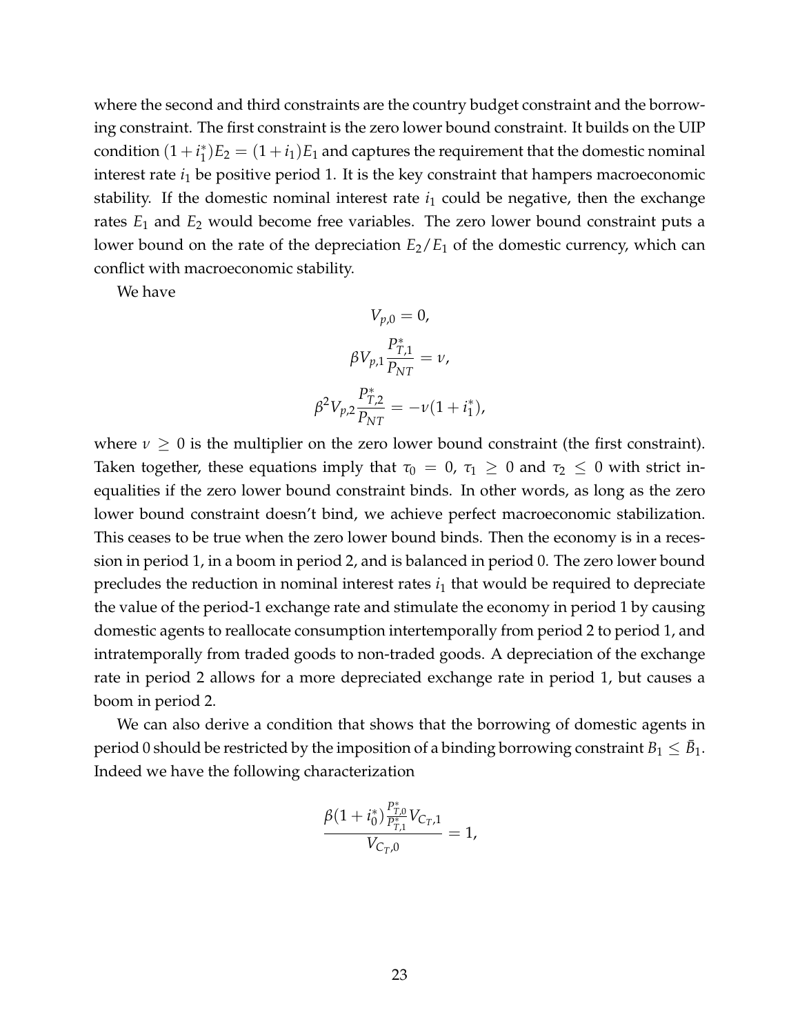where the second and third constraints are the country budget constraint and the borrowing constraint. The first constraint is the zero lower bound constraint. It builds on the UIP condition $(1 + i_1^*)E_2 = (1 + i_1)E_1$ and captures the requirement that the domestic nominal interest rate $i_1$ be positive period 1. It is the key constraint that hampers macroeconomic stability. If the domestic nominal interest rate $i_1$ could be negative, then the exchange rates $E_1$ and $E_2$ would become free variables. The zero lower bound constraint puts a lower bound on the rate of the depreciation $E_2/E_1$ of the domestic currency, which can conflict with macroeconomic stability.

We have

$$V_{p,0} = 0,$$

$$\beta V_{p,1} \frac{P_{T,1}^*}{P_{NT}} = \nu,$$

$$\beta^2 V_{p,2} \frac{P_{T,2}^*}{P_{NT}} = -\nu(1 + i_1^*),$$

where $\nu \geq 0$ is the multiplier on the zero lower bound constraint (the first constraint). Taken together, these equations imply that $\tau_0 = 0$, $\tau_1 \geq 0$ and $\tau_2 \leq 0$ with strict inequalities if the zero lower bound constraint binds. In other words, as long as the zero lower bound constraint doesn't bind, we achieve perfect macroeconomic stabilization. This ceases to be true when the zero lower bound binds. Then the economy is in a recession in period 1, in a boom in period 2, and is balanced in period 0. The zero lower bound precludes the reduction in nominal interest rates $i_1$ that would be required to depreciate the value of the period-1 exchange rate and stimulate the economy in period 1 by causing domestic agents to reallocate consumption intertemporally from period 2 to period 1, and intratemporally from traded goods to non-traded goods. A depreciation of the exchange rate in period 2 allows for a more depreciated exchange rate in period 1, but causes a boom in period 2.

We can also derive a condition that shows that the borrowing of domestic agents in period 0 should be restricted by the imposition of a binding borrowing constraint $B_1 \leq \bar{B}_1$. Indeed we have the following characterization

$$\frac{\beta(1 + i_0^*) \frac{P_{T,0}^*}{P_{T,1}^*} V_{C_T,1}}{V_{C_T,0}} = 1,$$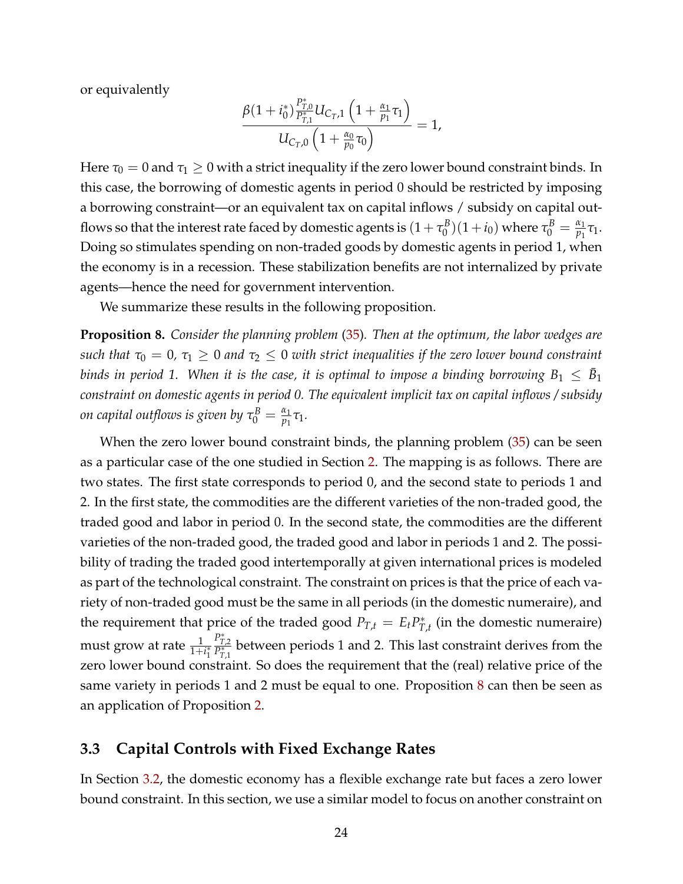or equivalently

$$\frac{\beta(1+i_0^*)\frac{P_{T,0}^*}{P_{T,1}^*}U_{C_T,1}\left(1+\frac{\alpha_1}{p_1}\tau_1\right)}{U_{C_T,0}\left(1+\frac{\alpha_0}{p_0}\tau_0\right)}=1,$$

Here $\tau_0 = 0$ and $\tau_1 \geq 0$ with a strict inequality if the zero lower bound constraint binds. In this case, the borrowing of domestic agents in period 0 should be restricted by imposing a borrowing constraint—or an equivalent tax on capital inflows / subsidy on capital outflows so that the interest rate faced by domestic agents is $(1+\tau_0^B)(1+i_0)$ where $\tau_0^B = \frac{\alpha_1}{p_1}\tau_1$. Doing so stimulates spending on non-traded goods by domestic agents in period 1, when the economy is in a recession. These stabilization benefits are not internalized by private agents—hence the need for government intervention.

We summarize these results in the following proposition.

**Proposition 8.** *Consider the planning problem (35). Then at the optimum, the labor wedges are such that $\tau_0 = 0$, $\tau_1 \geq 0$ and $\tau_2 \leq 0$ with strict inequalities if the zero lower bound constraint binds in period 1. When it is the case, it is optimal to impose a binding borrowing $B_1 \leq \bar{B}_1$ constraint on domestic agents in period 0. The equivalent implicit tax on capital inflows / subsidy on capital outflows is given by $\tau_0^B = \frac{\alpha_1}{p_1}\tau_1$.*

When the zero lower bound constraint binds, the planning problem (35) can be seen as a particular case of the one studied in Section 2. The mapping is as follows. There are two states. The first state corresponds to period 0, and the second state to periods 1 and 2. In the first state, the commodities are the different varieties of the non-traded good, the traded good and labor in period 0. In the second state, the commodities are the different varieties of the non-traded good, the traded good and labor in periods 1 and 2. The possibility of trading the traded good intertemporally at given international prices is modeled as part of the technological constraint. The constraint on prices is that the price of each variety of non-traded good must be the same in all periods (in the domestic numeraire), and the requirement that price of the traded good $P_{T,t} = E_t P_{T,t}^*$ (in the domestic numeraire) must grow at rate $\frac{1}{1+i_1^*}\frac{P_{T,2}^*}{P_{T,1}^*}$ between periods 1 and 2. This last constraint derives from the zero lower bound constraint. So does the requirement that the (real) relative price of the same variety in periods 1 and 2 must be equal to one. Proposition 8 can then be seen as an application of Proposition 2.

## 3.3 Capital Controls with Fixed Exchange Rates

In Section 3.2, the domestic economy has a flexible exchange rate but faces a zero lower bound constraint. In this section, we use a similar model to focus on another constraint on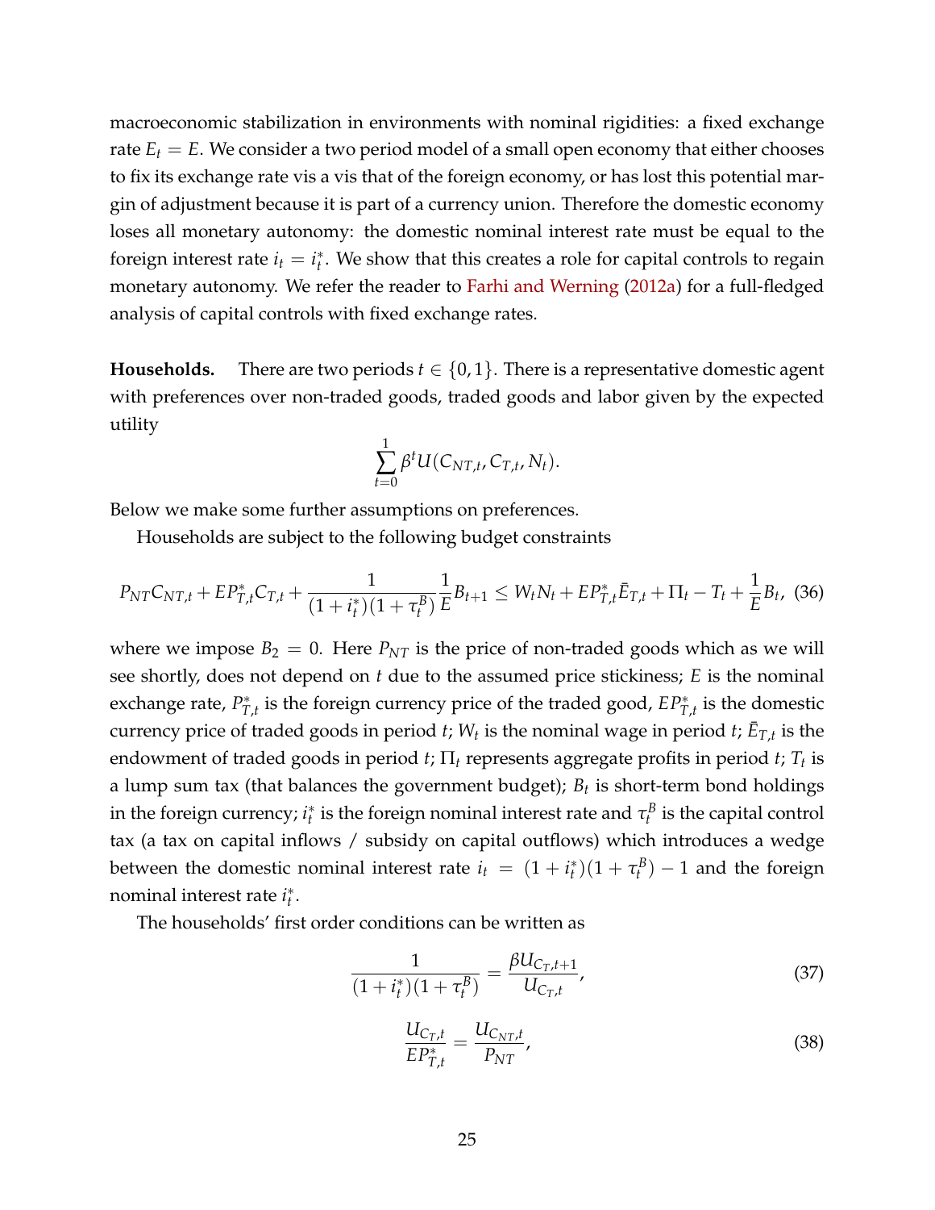macroeconomic stabilization in environments with nominal rigidities: a fixed exchange rate $E_t = E$. We consider a two period model of a small open economy that either chooses to fix its exchange rate vis a vis that of the foreign economy, or has lost this potential margin of adjustment because it is part of a currency union. Therefore the domestic economy loses all monetary autonomy: the domestic nominal interest rate must be equal to the foreign interest rate $i_t = i_t^*$. We show that this creates a role for capital controls to regain monetary autonomy. We refer the reader to Farhi and Werning (2012a) for a full-fledged analysis of capital controls with fixed exchange rates.

**Households.** There are two periods $t \in \{0, 1\}$. There is a representative domestic agent with preferences over non-traded goods, traded goods and labor given by the expected utility

$$\sum_{t=0}^{1} \beta^t U(C_{NT,t}, C_{T,t}, N_t).$$

Below we make some further assumptions on preferences.

Households are subject to the following budget constraints

$$P_{NT}C_{NT,t} + EP_{T,t}^* C_{T,t} + \frac{1}{(1+i_t^*)(1+\tau_t^B)} \frac{1}{E} B_{t+1} \leq W_t N_t + EP_{T,t}^* \bar{E}_{T,t} + \Pi_t - T_t + \frac{1}{E} B_t, \quad (36)$$

where we impose $B_2 = 0$. Here $P_{NT}$ is the price of non-traded goods which as we will see shortly, does not depend on $t$ due to the assumed price stickiness; $E$ is the nominal exchange rate, $P_{T,t}^*$ is the foreign currency price of the traded good, $EP_{T,t}^*$ is the domestic currency price of traded goods in period $t$; $W_t$ is the nominal wage in period $t$; $\bar{E}_{T,t}$ is the endowment of traded goods in period $t$; $\Pi_t$ represents aggregate profits in period $t$; $T_t$ is a lump sum tax (that balances the government budget); $B_t$ is short-term bond holdings in the foreign currency; $i_t^*$ is the foreign nominal interest rate and $\tau_t^B$ is the capital control tax (a tax on capital inflows / subsidy on capital outflows) which introduces a wedge between the domestic nominal interest rate $i_t = (1 + i_t^*)(1 + \tau_t^B) - 1$ and the foreign nominal interest rate $i_t^*$.

The households' first order conditions can be written as

$$\frac{1}{(1+i_t^*)(1+\tau_t^B)} = \frac{\beta U_{C_T,t+1}}{U_{C_T,t}}, \quad (37)$$

$$\frac{U_{C_T,t}}{EP_{T,t}^*} = \frac{U_{C_{NT},t}}{P_{NT}}, \quad (38)$$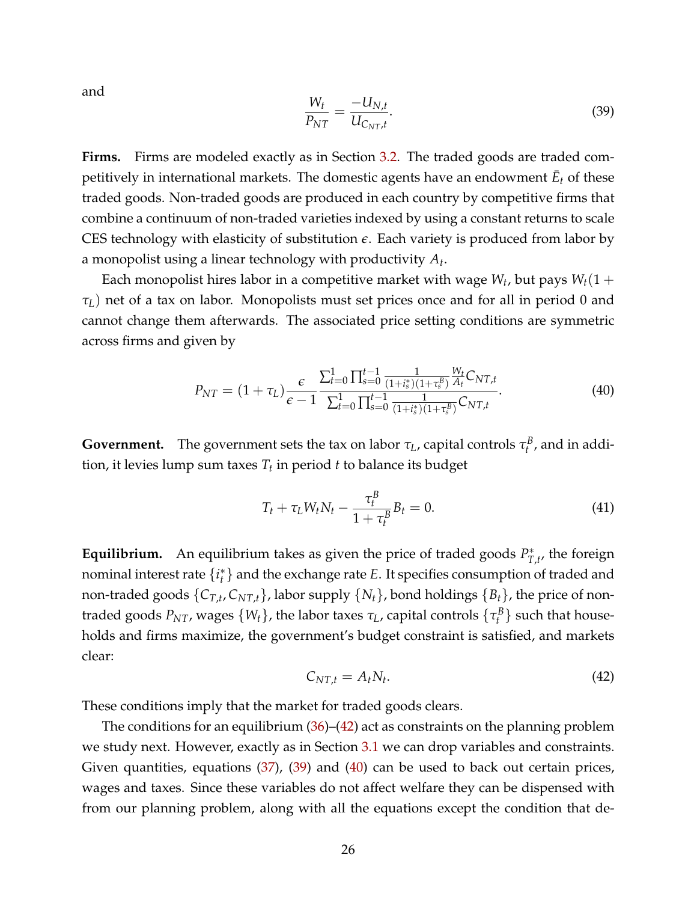and

$$\frac{W_t}{P_{NT}} = \frac{-U_{N,t}}{U_{C_{NT},t}}. \tag{39}$$

**Firms.** Firms are modeled exactly as in Section 3.2. The traded goods are traded competitively in international markets. The domestic agents have an endowment $\bar{E}_t$ of these traded goods. Non-traded goods are produced in each country by competitive firms that combine a continuum of non-traded varieties indexed by using a constant returns to scale CES technology with elasticity of substitution $\epsilon$. Each variety is produced from labor by a monopolist using a linear technology with productivity $A_t$.

Each monopolist hires labor in a competitive market with wage $W_t$, but pays $W_t(1+\tau_L)$ net of a tax on labor. Monopolists must set prices once and for all in period 0 and cannot change them afterwards. The associated price setting conditions are symmetric across firms and given by

$$P_{NT} = (1+\tau_L)\frac{\epsilon}{\epsilon-1}\frac{\sum_{t=0}^{1}\prod_{s=0}^{t-1}\frac{1}{(1+i_s^*)(1+\tau_s^B)}\frac{W_t}{A_t}C_{NT,t}}{\sum_{t=0}^{1}\prod_{s=0}^{t-1}\frac{1}{(1+i_s^*)(1+\tau_s^B)}C_{NT,t}}. \tag{40}$$

**Government.** The government sets the tax on labor $\tau_L$, capital controls $\tau_t^B$, and in addition, it levies lump sum taxes $T_t$ in period $t$ to balance its budget

$$T_t + \tau_L W_t N_t - \frac{\tau_t^B}{1+\tau_t^B}B_t = 0. \tag{41}$$

**Equilibrium.** An equilibrium takes as given the price of traded goods $P^*_{T,t}$, the foreign nominal interest rate $\{i_t^*\}$ and the exchange rate $E$. It specifies consumption of traded and non-traded goods $\{C_{T,t}, C_{NT,t}\}$, labor supply $\{N_t\}$, bond holdings $\{B_t\}$, the price of non-traded goods $P_{NT}$, wages $\{W_t\}$, the labor taxes $\tau_L$, capital controls $\{\tau_t^B\}$ such that households and firms maximize, the government's budget constraint is satisfied, and markets clear:

$$C_{NT,t} = A_t N_t. \tag{42}$$

These conditions imply that the market for traded goods clears.

The conditions for an equilibrium (36)–(42) act as constraints on the planning problem we study next. However, exactly as in Section 3.1 we can drop variables and constraints. Given quantities, equations (37), (39) and (40) can be used to back out certain prices, wages and taxes. Since these variables do not affect welfare they can be dispensed with from our planning problem, along with all the equations except the condition that de-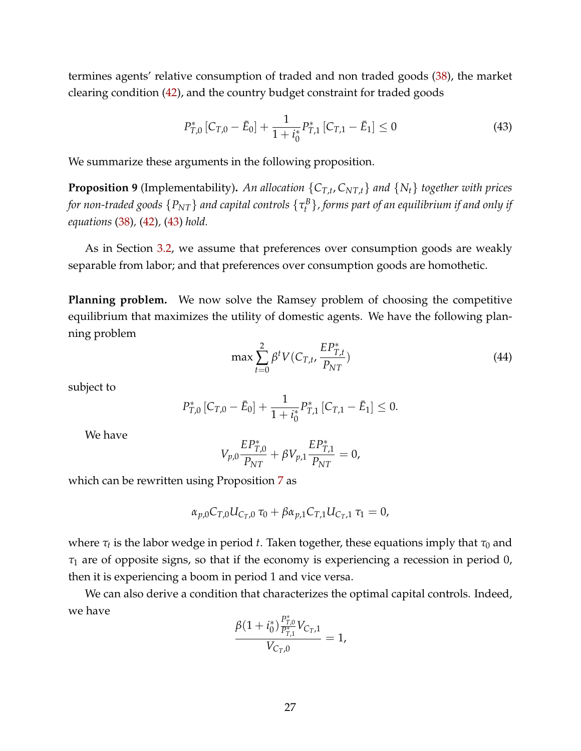termines agents' relative consumption of traded and non traded goods (38), the market clearing condition (42), and the country budget constraint for traded goods

$$P^*_{T,0}\left[C_{T,0}-\bar{E}_0\right]+\frac{1}{1+i^*_0}P^*_{T,1}\left[C_{T,1}-\bar{E}_1\right]\leq 0 \tag{43}$$

We summarize these arguments in the following proposition.

**Proposition 9** (Implementability)**.** *An allocation $\{C_{T,t}, C_{NT,t}\}$ and $\{N_t\}$ together with prices for non-traded goods $\{P_{NT}\}$ and capital controls $\{\tau^B_t\}$, forms part of an equilibrium if and only if equations (38), (42), (43) hold.*

As in Section 3.2, we assume that preferences over consumption goods are weakly separable from labor; and that preferences over consumption goods are homothetic.

**Planning problem.** We now solve the Ramsey problem of choosing the competitive equilibrium that maximizes the utility of domestic agents. We have the following planning problem

$$\max \sum_{t=0}^{2}\beta^t V\left(C_{T,t}, \frac{EP^*_{T,t}}{P_{NT}}\right) \tag{44}$$

subject to

$$P^*_{T,0}\left[C_{T,0}-\bar{E}_0\right]+\frac{1}{1+i^*_0}P^*_{T,1}\left[C_{T,1}-\bar{E}_1\right]\leq 0.$$

We have

$$V_{p,0}\frac{EP^*_{T,0}}{P_{NT}}+\beta V_{p,1}\frac{EP^*_{T,1}}{P_{NT}}=0,$$

which can be rewritten using Proposition 7 as

$$\alpha_{p,0}C_{T,0}U_{C_T,0}\,\tau_0+\beta\alpha_{p,1}C_{T,1}U_{C_T,1}\,\tau_1=0,$$

where $\tau_t$ is the labor wedge in period $t$. Taken together, these equations imply that $\tau_0$ and $\tau_1$ are of opposite signs, so that if the economy is experiencing a recession in period 0, then it is experiencing a boom in period 1 and vice versa.

We can also derive a condition that characterizes the optimal capital controls. Indeed, we have

$$\frac{\beta(1+i^*_0)\frac{P^*_{T,0}}{P^*_{T,1}}V_{C_T,1}}{V_{C_T,0}}=1,$$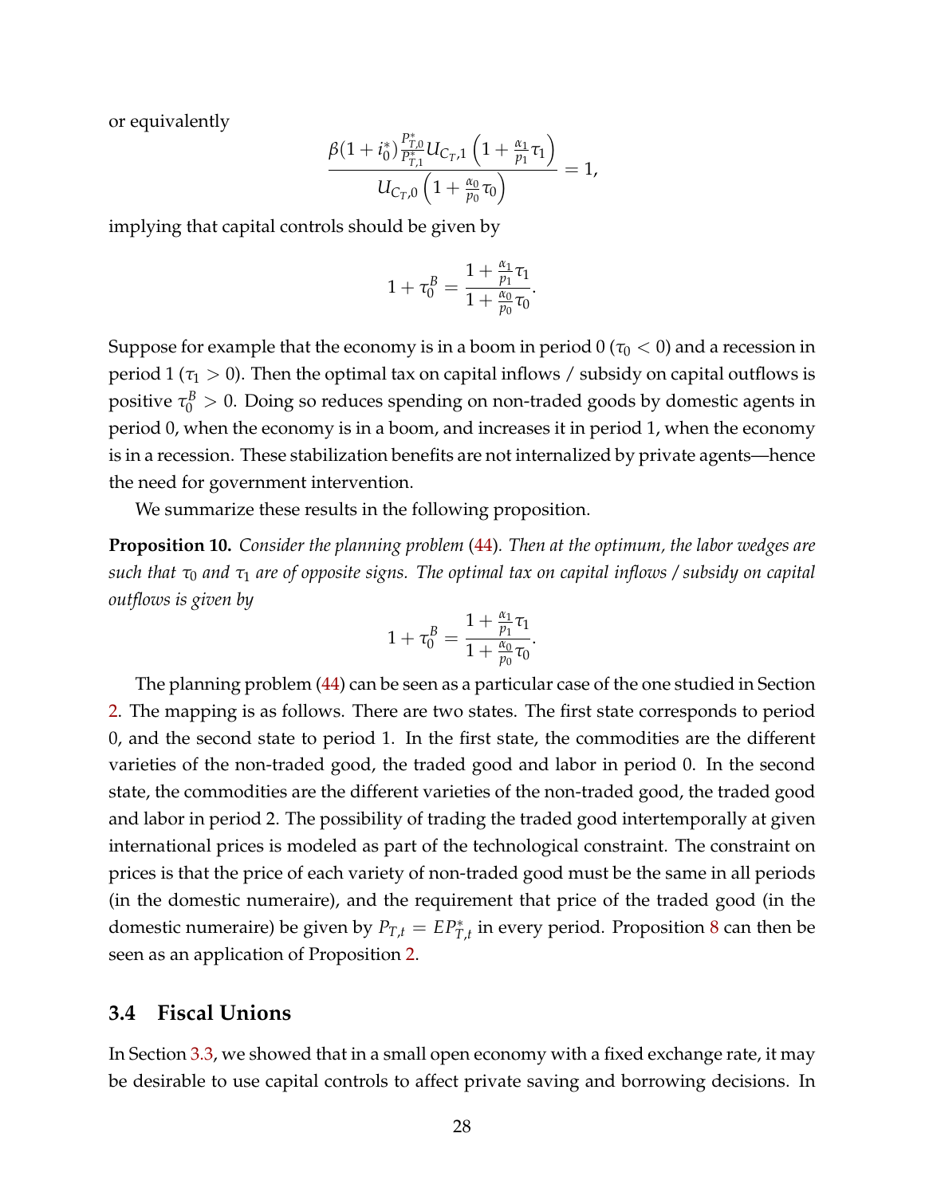or equivalently

$$\frac{\beta(1+i_0^*)\frac{P_{T,0}^*}{P_{T,1}^*}U_{C_T,1}\left(1+\frac{\alpha_1}{p_1}\tau_1\right)}{U_{C_T,0}\left(1+\frac{\alpha_0}{p_0}\tau_0\right)}=1,$$

implying that capital controls should be given by

$$1+\tau_0^B=\frac{1+\frac{\alpha_1}{p_1}\tau_1}{1+\frac{\alpha_0}{p_0}\tau_0}.$$

Suppose for example that the economy is in a boom in period 0 ($\tau_0 < 0$) and a recession in period 1 ($\tau_1 > 0$). Then the optimal tax on capital inflows / subsidy on capital outflows is positive $\tau_0^B > 0$. Doing so reduces spending on non-traded goods by domestic agents in period 0, when the economy is in a boom, and increases it in period 1, when the economy is in a recession. These stabilization benefits are not internalized by private agents—hence the need for government intervention.

We summarize these results in the following proposition.

**Proposition 10.** *Consider the planning problem (44). Then at the optimum, the labor wedges are such that $\tau_0$ and $\tau_1$ are of opposite signs. The optimal tax on capital inflows / subsidy on capital outflows is given by*

$$1+\tau_0^B=\frac{1+\frac{\alpha_1}{p_1}\tau_1}{1+\frac{\alpha_0}{p_0}\tau_0}.$$

The planning problem (44) can be seen as a particular case of the one studied in Section 2. The mapping is as follows. There are two states. The first state corresponds to period 0, and the second state to period 1. In the first state, the commodities are the different varieties of the non-traded good, the traded good and labor in period 0. In the second state, the commodities are the different varieties of the non-traded good, the traded good and labor in period 2. The possibility of trading the traded good intertemporally at given international prices is modeled as part of the technological constraint. The constraint on prices is that the price of each variety of non-traded good must be the same in all periods (in the domestic numeraire), and the requirement that price of the traded good (in the domestic numeraire) be given by $P_{T,t} = EP_{T,t}^*$ in every period. Proposition 8 can then be seen as an application of Proposition 2.

## 3.4 Fiscal Unions

In Section 3.3, we showed that in a small open economy with a fixed exchange rate, it may be desirable to use capital controls to affect private saving and borrowing decisions. In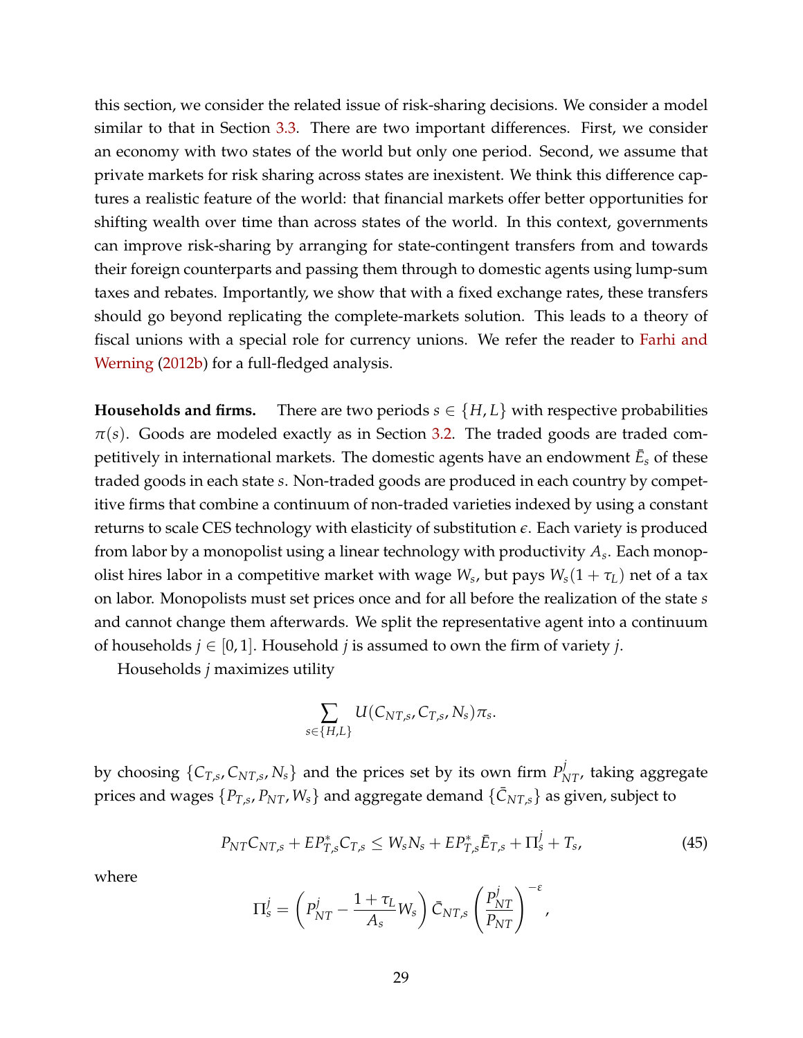this section, we consider the related issue of risk-sharing decisions. We consider a model similar to that in Section 3.3. There are two important differences. First, we consider an economy with two states of the world but only one period. Second, we assume that private markets for risk sharing across states are inexistent. We think this difference captures a realistic feature of the world: that financial markets offer better opportunities for shifting wealth over time than across states of the world. In this context, governments can improve risk-sharing by arranging for state-contingent transfers from and towards their foreign counterparts and passing them through to domestic agents using lump-sum taxes and rebates. Importantly, we show that with a fixed exchange rates, these transfers should go beyond replicating the complete-markets solution. This leads to a theory of fiscal unions with a special role for currency unions. We refer the reader to Farhi and Werning (2012b) for a full-fledged analysis.

**Households and firms.** There are two periods $s \in \{H, L\}$ with respective probabilities $\pi(s)$. Goods are modeled exactly as in Section 3.2. The traded goods are traded competitively in international markets. The domestic agents have an endowment $\bar{E}_s$ of these traded goods in each state $s$. Non-traded goods are produced in each country by competitive firms that combine a continuum of non-traded varieties indexed by using a constant returns to scale CES technology with elasticity of substitution $\epsilon$. Each variety is produced from labor by a monopolist using a linear technology with productivity $A_s$. Each monopolist hires labor in a competitive market with wage $W_s$, but pays $W_s(1 + \tau_L)$ net of a tax on labor. Monopolists must set prices once and for all before the realization of the state $s$ and cannot change them afterwards. We split the representative agent into a continuum of households $j \in [0, 1]$. Household $j$ is assumed to own the firm of variety $j$.

Households $j$ maximizes utility

$$\sum_{s \in \{H,L\}} U(C_{NT,s}, C_{T,s}, N_s)\pi_s.$$

by choosing $\{C_{T,s}, C_{NT,s}, N_s\}$ and the prices set by its own firm $P^j_{NT}$, taking aggregate prices and wages $\{P_{T,s}, P_{NT}, W_s\}$ and aggregate demand $\{\bar{C}_{NT,s}\}$ as given, subject to

$$P_{NT}C_{NT,s} + EP^*_{T,s}C_{T,s} \leq W_s N_s + EP^*_{T,s}\bar{E}_{T,s} + \Pi^j_s + T_s, \tag{45}$$

where

$$\Pi^j_s = \left(P^j_{NT} - \frac{1+\tau_L}{A_s}W_s\right)\bar{C}_{NT,s}\left(\frac{P^j_{NT}}{P_{NT}}\right)^{-\epsilon},$$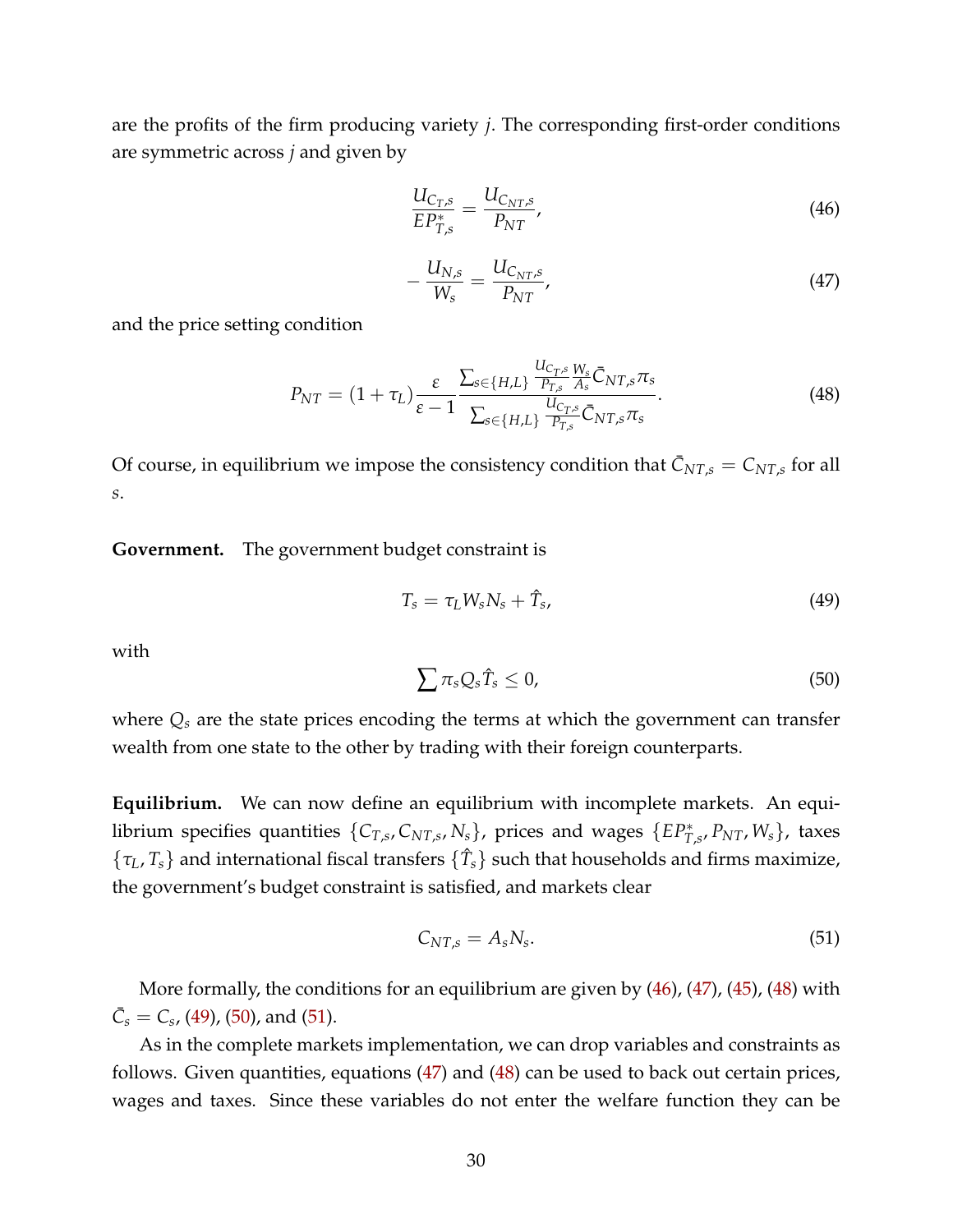are the profits of the firm producing variety $j$. The corresponding first-order conditions are symmetric across $j$ and given by

$$\frac{U_{C_T,s}}{EP^*_{T,s}} = \frac{U_{C_{NT},s}}{P_{NT}}, \tag{46}$$

$$-\frac{U_{N,s}}{W_s} = \frac{U_{C_{NT},s}}{P_{NT}}, \tag{47}$$

and the price setting condition

$$P_{NT} = (1+\tau_L)\frac{\varepsilon}{\varepsilon-1}\frac{\sum_{s\in\{H,L\}}\frac{U_{C_T,s}}{P_{T,s}}\frac{W_s}{A_s}\bar{C}_{NT,s}\pi_s}{\sum_{s\in\{H,L\}}\frac{U_{C_T,s}}{P_{T,s}}\bar{C}_{NT,s}\pi_s}. \tag{48}$$

Of course, in equilibrium we impose the consistency condition that $\bar{C}_{NT,s} = C_{NT,s}$ for all $s$.

**Government.** The government budget constraint is

$$T_s = \tau_L W_s N_s + \hat{T}_s, \tag{49}$$

with

$$\sum \pi_s Q_s \hat{T}_s \leq 0, \tag{50}$$

where $Q_s$ are the state prices encoding the terms at which the government can transfer wealth from one state to the other by trading with their foreign counterparts.

**Equilibrium.** We can now define an equilibrium with incomplete markets. An equilibrium specifies quantities $\{C_{T,s}, C_{NT,s}, N_s\}$, prices and wages $\{EP^*_{T,s}, P_{NT}, W_s\}$, taxes $\{\tau_L, T_s\}$ and international fiscal transfers $\{\hat{T}_s\}$ such that households and firms maximize, the government's budget constraint is satisfied, and markets clear

$$C_{NT,s} = A_s N_s. \tag{51}$$

More formally, the conditions for an equilibrium are given by (46), (47), (45), (48) with $\bar{C}_s = C_s$, (49), (50), and (51).

As in the complete markets implementation, we can drop variables and constraints as follows. Given quantities, equations (47) and (48) can be used to back out certain prices, wages and taxes. Since these variables do not enter the welfare function they can be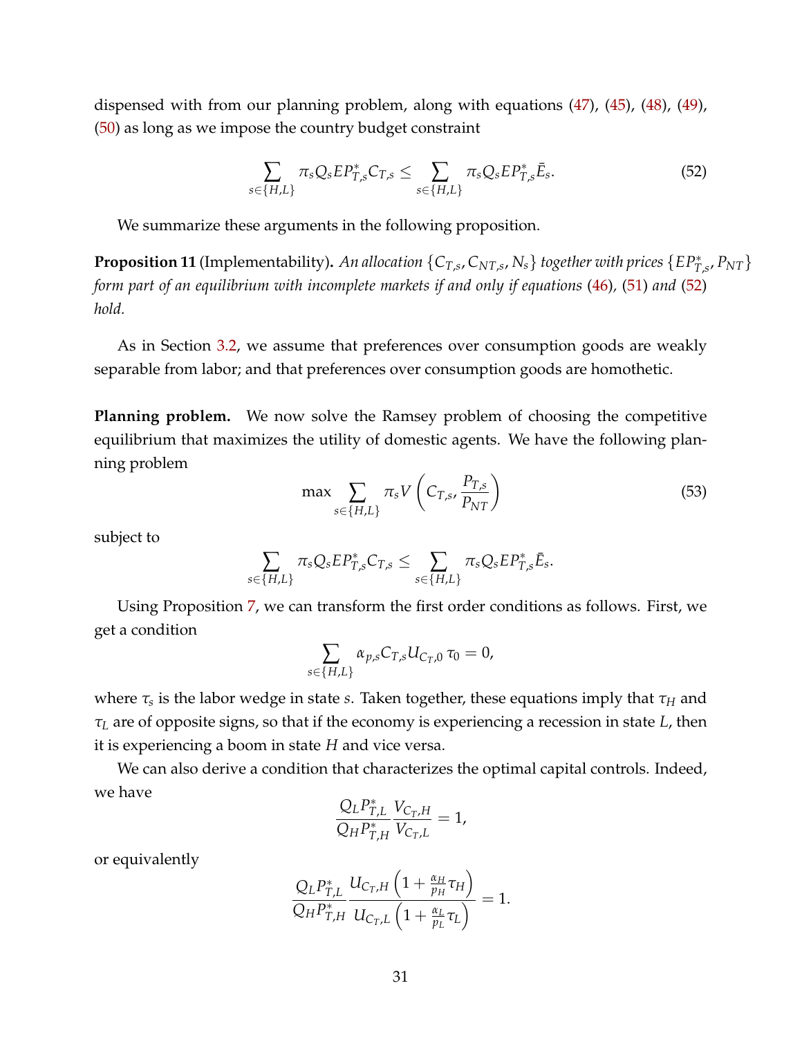dispensed with from our planning problem, along with equations (47), (45), (48), (49), (50) as long as we impose the country budget constraint

$$\sum_{s\in\{H,L\}} \pi_s Q_s E P^*_{T,s} C_{T,s} \leq \sum_{s\in\{H,L\}} \pi_s Q_s E P^*_{T,s} \bar{E}_s. \tag{52}$$

We summarize these arguments in the following proposition.

**Proposition 11** (Implementability). *An allocation $\{C_{T,s}, C_{NT,s}, N_s\}$ together with prices $\{EP^*_{T,s}, P_{NT}\}$ form part of an equilibrium with incomplete markets if and only if equations (46), (51) and (52) hold.*

As in Section 3.2, we assume that preferences over consumption goods are weakly separable from labor; and that preferences over consumption goods are homothetic.

**Planning problem.** We now solve the Ramsey problem of choosing the competitive equilibrium that maximizes the utility of domestic agents. We have the following planning problem

$$\max \sum_{s\in\{H,L\}} \pi_s V\left(C_{T,s}, \frac{P_{T,s}}{P_{NT}}\right) \tag{53}$$

subject to

$$\sum_{s\in\{H,L\}} \pi_s Q_s E P^*_{T,s} C_{T,s} \leq \sum_{s\in\{H,L\}} \pi_s Q_s E P^*_{T,s} \bar{E}_s.$$

Using Proposition 7, we can transform the first order conditions as follows. First, we get a condition

$$\sum_{s\in\{H,L\}} \alpha_{p,s} C_{T,s} U_{C_T,0}\, \tau_0 = 0,$$

where $\tau_s$ is the labor wedge in state $s$. Taken together, these equations imply that $\tau_H$ and $\tau_L$ are of opposite signs, so that if the economy is experiencing a recession in state $L$, then it is experiencing a boom in state $H$ and vice versa.

We can also derive a condition that characterizes the optimal capital controls. Indeed, we have

$$\frac{Q_L P^*_{T,L}}{Q_H P^*_{T,H}} \frac{V_{C_T,H}}{V_{C_T,L}} = 1,$$

or equivalently

$$\frac{Q_L P^*_{T,L}}{Q_H P^*_{T,H}} \frac{U_{C_T,H}\left(1 + \frac{\alpha_H}{p_H}\tau_H\right)}{U_{C_T,L}\left(1 + \frac{\alpha_L}{p_L}\tau_L\right)} = 1.$$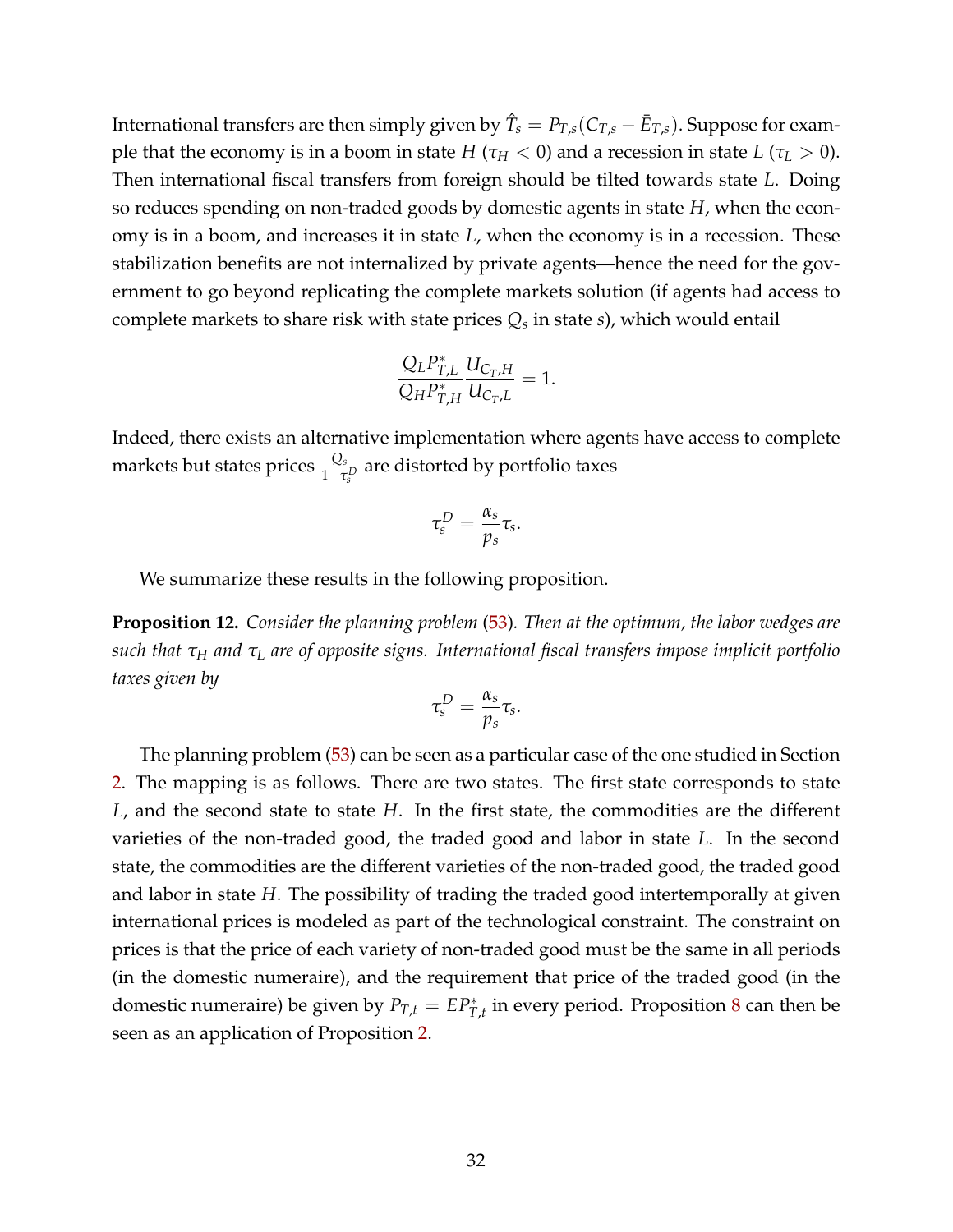International transfers are then simply given by $\hat{T}_s = P_{T,s}(C_{T,s} - \bar{E}_{T,s})$. Suppose for example that the economy is in a boom in state $H$ ($\tau_H < 0$) and a recession in state $L$ ($\tau_L > 0$). Then international fiscal transfers from foreign should be tilted towards state $L$. Doing so reduces spending on non-traded goods by domestic agents in state $H$, when the economy is in a boom, and increases it in state $L$, when the economy is in a recession. These stabilization benefits are not internalized by private agents—hence the need for the government to go beyond replicating the complete markets solution (if agents had access to complete markets to share risk with state prices $Q_s$ in state $s$), which would entail

$$\frac{Q_L P^*_{T,L}}{Q_H P^*_{T,H}} \frac{U_{C_T,H}}{U_{C_T,L}} = 1.$$

Indeed, there exists an alternative implementation where agents have access to complete markets but states prices $\frac{Q_s}{1+\tau^D_s}$ are distorted by portfolio taxes

$$\tau^D_s = \frac{\alpha_s}{p_s} \tau_s.$$

We summarize these results in the following proposition.

**Proposition 12.** *Consider the planning problem (53). Then at the optimum, the labor wedges are such that $\tau_H$ and $\tau_L$ are of opposite signs. International fiscal transfers impose implicit portfolio taxes given by*

$$\tau^D_s = \frac{\alpha_s}{p_s} \tau_s.$$

The planning problem (53) can be seen as a particular case of the one studied in Section 2. The mapping is as follows. There are two states. The first state corresponds to state $L$, and the second state to state $H$. In the first state, the commodities are the different varieties of the non-traded good, the traded good and labor in state $L$. In the second state, the commodities are the different varieties of the non-traded good, the traded good and labor in state $H$. The possibility of trading the traded good intertemporally at given international prices is modeled as part of the technological constraint. The constraint on prices is that the price of each variety of non-traded good must be the same in all periods (in the domestic numeraire), and the requirement that price of the traded good (in the domestic numeraire) be given by $P_{T,t} = EP^*_{T,t}$ in every period. Proposition 8 can then be seen as an application of Proposition 2.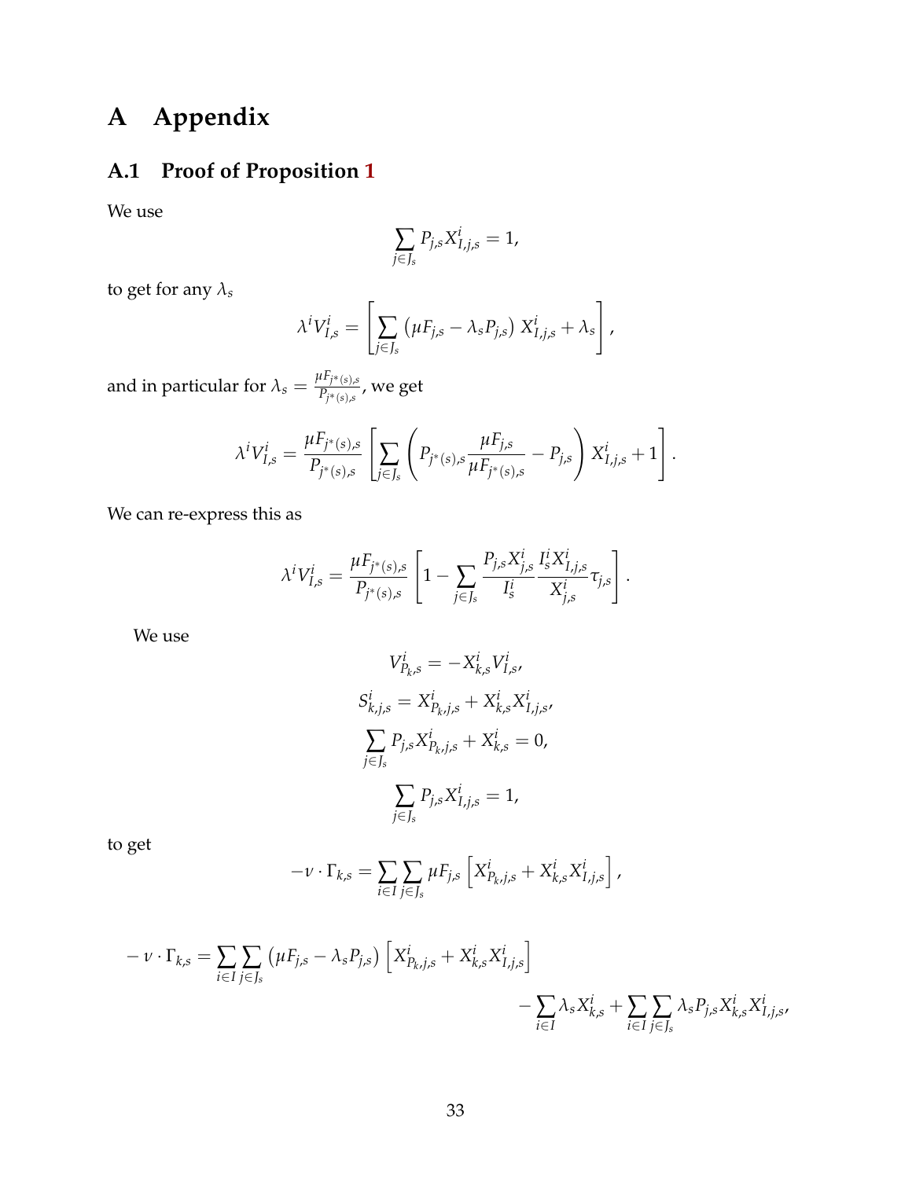# A Appendix

## A.1 Proof of Proposition 1

We use

$$\sum_{j \in J_s} P_{j,s} X^i_{I,j,s} = 1,$$

to get for any $\lambda_s$

$$\lambda^i V^i_{I,s} = \left[ \sum_{j \in J_s} \left( \mu F_{j,s} - \lambda_s P_{j,s} \right) X^i_{I,j,s} + \lambda_s \right],$$

and in particular for $\lambda_s = \frac{\mu F_{j^*(s),s}}{P_{j^*(s),s}}$, we get

$$\lambda^i V^i_{I,s} = \frac{\mu F_{j^*(s),s}}{P_{j^*(s),s}} \left[ \sum_{j \in J_s} \left( P_{j^*(s),s} \frac{\mu F_{j,s}}{\mu F_{j^*(s),s}} - P_{j,s} \right) X^i_{I,j,s} + 1 \right].$$

We can re-express this as

$$\lambda^i V^i_{I,s} = \frac{\mu F_{j^*(s),s}}{P_{j^*(s),s}} \left[ 1 - \sum_{j \in J_s} \frac{P_{j,s} X^i_{j,s}}{I^i_s} \frac{I^i_s X^i_{I,j,s}}{X^i_{j,s}} \tau_{j,s} \right].$$

We use

$$V^i_{P_k,s} = -X^i_{k,s} V^i_{I,s},$$

$$S^i_{k,j,s} = X^i_{P_k,j,s} + X^i_{k,s} X^i_{I,j,s},$$

$$\sum_{j \in J_s} P_{j,s} X^i_{P_k,j,s} + X^i_{k,s} = 0,$$

$$\sum_{j \in J_s} P_{j,s} X^i_{I,j,s} = 1,$$

to get

$$-\nu \cdot \Gamma_{k,s} = \sum_{i \in I} \sum_{j \in J_s} \mu F_{j,s} \left[ X^i_{P_k,j,s} + X^i_{k,s} X^i_{I,j,s} \right],$$

$$-\nu \cdot \Gamma_{k,s} = \sum_{i \in I} \sum_{j \in J_s} \left( \mu F_{j,s} - \lambda_s P_{j,s} \right) \left[ X^i_{P_k,j,s} + X^i_{k,s} X^i_{I,j,s} \right] - \sum_{i \in I} \lambda_s X^i_{k,s} + \sum_{i \in I} \sum_{j \in J_s} \lambda_s P_{j,s} X^i_{k,s} X^i_{I,j,s},$$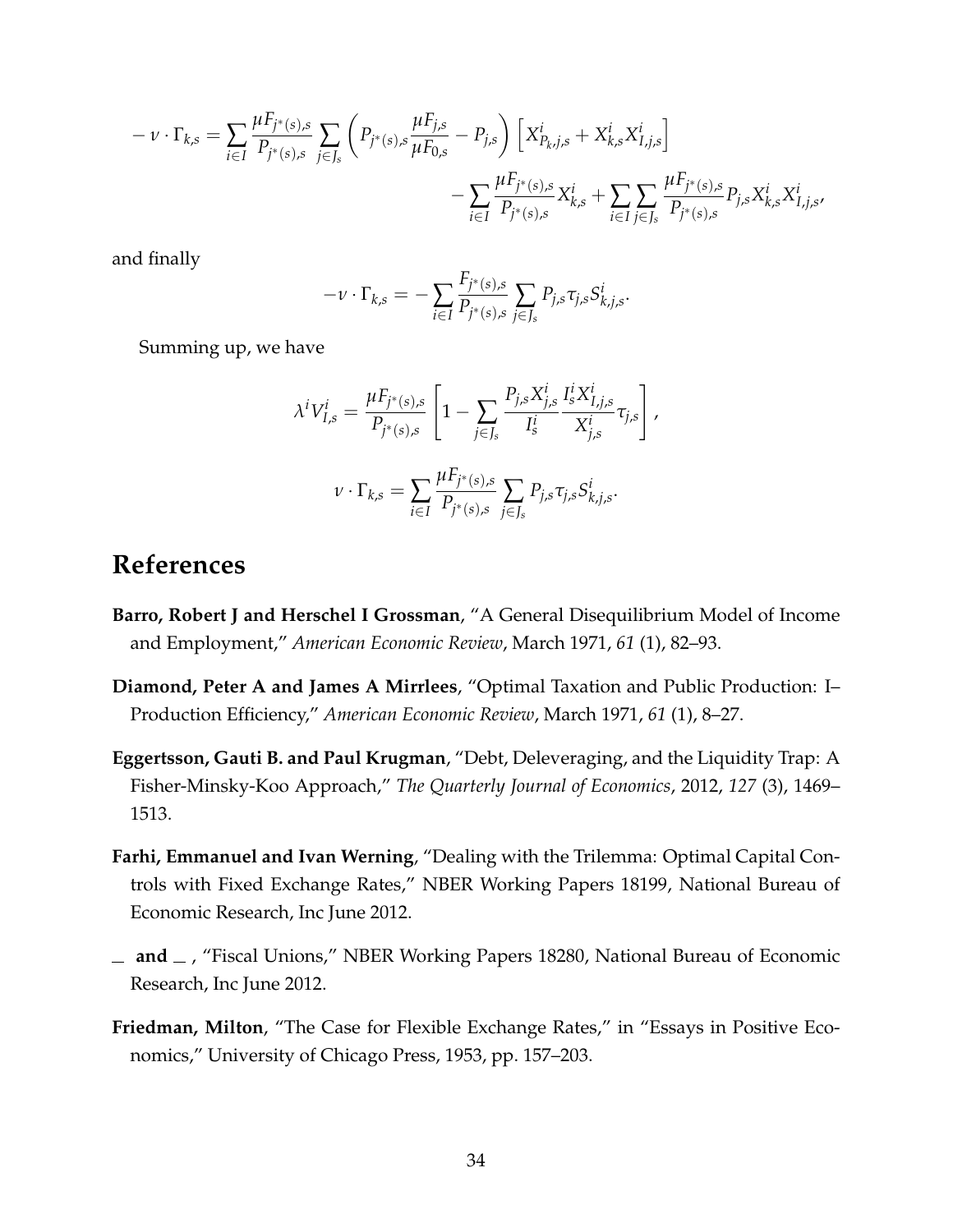$$
\begin{aligned}
-\nu \cdot \Gamma_{k,s} = \sum_{i \in I} \frac{\mu F_{j^*(s),s}}{P_{j^*(s),s}} \sum_{j \in J_s} \left( P_{j^*(s),s} \frac{\mu F_{j,s}}{\mu F_{0,s}} - P_{j,s} \right) \left[ X^i_{P_k,j,s} + X^i_{k,s} X^i_{I,j,s} \right] \\
- \sum_{i \in I} \frac{\mu F_{j^*(s),s}}{P_{j^*(s),s}} X^i_{k,s} + \sum_{i \in I} \sum_{j \in J_s} \frac{\mu F_{j^*(s),s}}{P_{j^*(s),s}} P_{j,s} X^i_{k,s} X^i_{I,j,s},
\end{aligned}
$$

and finally

$$
-\nu \cdot \Gamma_{k,s} = -\sum_{i \in I} \frac{F_{j^*(s),s}}{P_{j^*(s),s}} \sum_{j \in J_s} P_{j,s} \tau_{j,s} S^i_{k,j,s}.
$$

Summing up, we have

$$
\lambda^i V^i_{I,s} = \frac{\mu F_{j^*(s),s}}{P_{j^*(s),s}} \left[ 1 - \sum_{j \in J_s} \frac{P_{j,s} X^i_{j,s}}{I^i_s} \frac{I^i_s X^i_{I,j,s}}{X^i_{j,s}} \tau_{j,s} \right],
$$

$$
\nu \cdot \Gamma_{k,s} = \sum_{i \in I} \frac{\mu F_{j^*(s),s}}{P_{j^*(s),s}} \sum_{j \in J_s} P_{j,s} \tau_{j,s} S^i_{k,j,s}.
$$

# References

**Barro, Robert J and Herschel I Grossman**, "A General Disequilibrium Model of Income and Employment," *American Economic Review*, March 1971, *61* (1), 82–93.

**Diamond, Peter A and James A Mirrlees**, "Optimal Taxation and Public Production: I–Production Efficiency," *American Economic Review*, March 1971, *61* (1), 8–27.

**Eggertsson, Gauti B. and Paul Krugman**, "Debt, Deleveraging, and the Liquidity Trap: A Fisher-Minsky-Koo Approach," *The Quarterly Journal of Economics*, 2012, *127* (3), 1469–1513.

**Farhi, Emmanuel and Ivan Werning**, "Dealing with the Trilemma: Optimal Capital Controls with Fixed Exchange Rates," NBER Working Papers 18199, National Bureau of Economic Research, Inc June 2012.

**_ and _** , "Fiscal Unions," NBER Working Papers 18280, National Bureau of Economic Research, Inc June 2012.

**Friedman, Milton**, "The Case for Flexible Exchange Rates," in "Essays in Positive Economics," University of Chicago Press, 1953, pp. 157–203.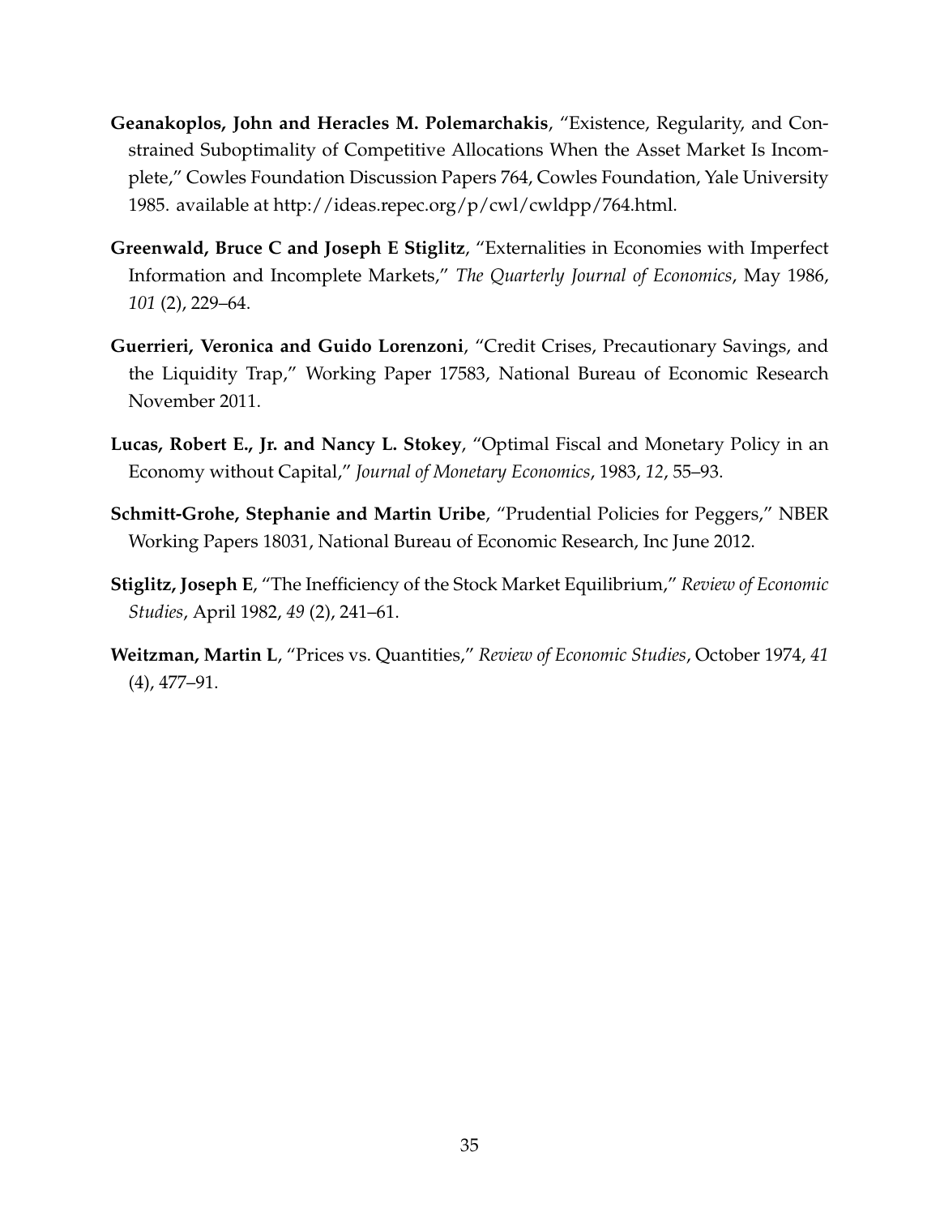**Geanakoplos, John and Heracles M. Polemarchakis**, "Existence, Regularity, and Constrained Suboptimality of Competitive Allocations When the Asset Market Is Incomplete," Cowles Foundation Discussion Papers 764, Cowles Foundation, Yale University 1985. available at http://ideas.repec.org/p/cwl/cwldpp/764.html.

**Greenwald, Bruce C and Joseph E Stiglitz**, "Externalities in Economies with Imperfect Information and Incomplete Markets," *The Quarterly Journal of Economics*, May 1986, *101* (2), 229–64.

**Guerrieri, Veronica and Guido Lorenzoni**, "Credit Crises, Precautionary Savings, and the Liquidity Trap," Working Paper 17583, National Bureau of Economic Research November 2011.

**Lucas, Robert E., Jr. and Nancy L. Stokey**, "Optimal Fiscal and Monetary Policy in an Economy without Capital," *Journal of Monetary Economics*, 1983, *12*, 55–93.

**Schmitt-Grohe, Stephanie and Martin Uribe**, "Prudential Policies for Peggers," NBER Working Papers 18031, National Bureau of Economic Research, Inc June 2012.

**Stiglitz, Joseph E**, "The Inefficiency of the Stock Market Equilibrium," *Review of Economic Studies*, April 1982, *49* (2), 241–61.

**Weitzman, Martin L**, "Prices vs. Quantities," *Review of Economic Studies*, October 1974, *41* (4), 477–91.